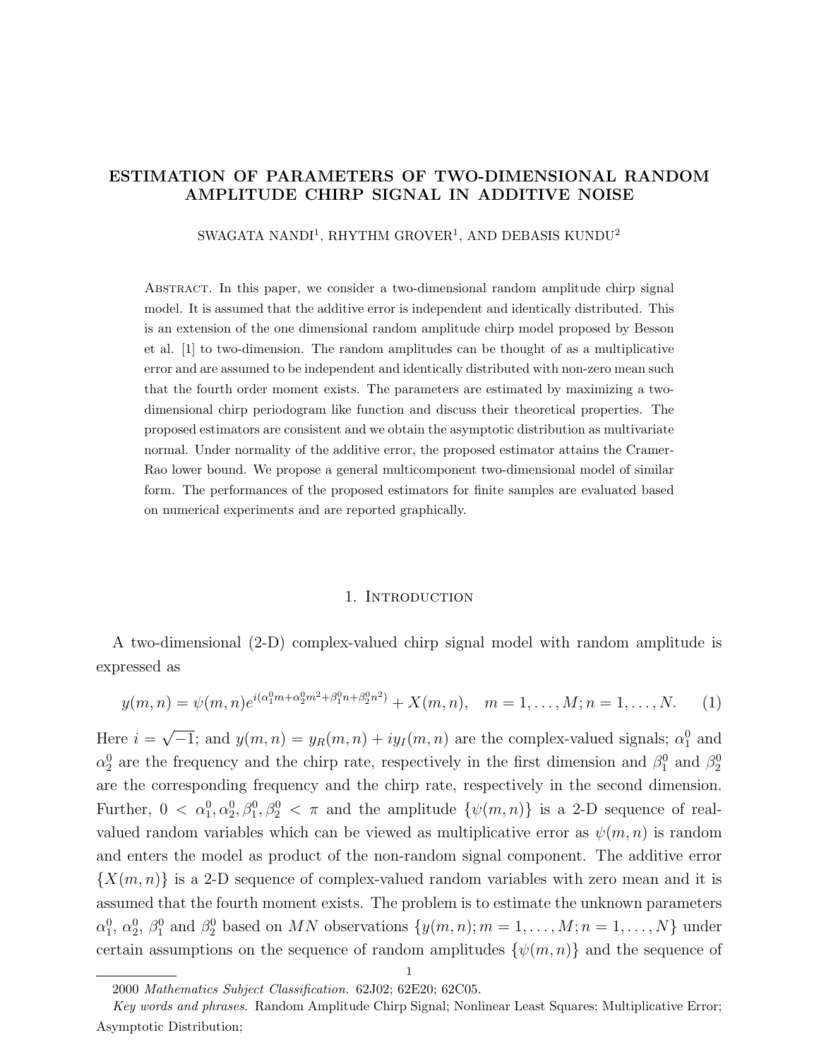# ESTIMATION OF PARAMETERS OF TWO-DIMENSIONAL RANDOM AMPLITUDE CHIRP SIGNAL IN ADDITIVE NOISE

SWAGATA NANDI[1], RHYTHM GROVER[1], AND DEBASIS KUNDU[2]

Abstract. In this paper, we consider a two-dimensional random amplitude chirp signal model. It is assumed that the additive error is independent and identically distributed. This is an extension of the one dimensional random amplitude chirp model proposed by Besson et al. [1] to two-dimension. The random amplitudes can be thought of as a multiplicative error and are assumed to be independent and identically distributed with non-zero mean such that the fourth order moment exists. The parameters are estimated by maximizing a two-dimensional chirp periodogram like function and discuss their theoretical properties. The proposed estimators are consistent and we obtain the asymptotic distribution as multivariate normal. Under normality of the additive error, the proposed estimator attains the Cramer-Rao lower bound. We propose a general multicomponent two-dimensional model of similar form. The performances of the proposed estimators for finite samples are evaluated based on numerical experiments and are reported graphically.

## 1. Introduction

A two-dimensional (2-D) complex-valued chirp signal model with random amplitude is expressed as

$$y(m,n) = \psi(m,n)e^{i(\alpha_1^0 m + \alpha_2^0 m^2 + \beta_1^0 n + \beta_2^0 n^2)} + X(m,n), \quad m = 1,\ldots,M; n = 1,\ldots,N. \qquad (1)$$

Here $i = \sqrt{-1}$; and $y(m,n) = y_R(m,n) + iy_I(m,n)$ are the complex-valued signals; $\alpha_1^0$ and $\alpha_2^0$ are the frequency and the chirp rate, respectively in the first dimension and $\beta_1^0$ and $\beta_2^0$ are the corresponding frequency and the chirp rate, respectively in the second dimension. Further, $0 < \alpha_1^0, \alpha_2^0, \beta_1^0, \beta_2^0 < \pi$ and the amplitude $\{\psi(m,n)\}$ is a 2-D sequence of real-valued random variables which can be viewed as multiplicative error as $\psi(m,n)$ is random and enters the model as product of the non-random signal component. The additive error $\{X(m,n)\}$ is a 2-D sequence of complex-valued random variables with zero mean and it is assumed that the fourth moment exists. The problem is to estimate the unknown parameters $\alpha_1^0$, $\alpha_2^0$, $\beta_1^0$ and $\beta_2^0$ based on $MN$ observations $\{y(m,n); m = 1,\ldots,M; n = 1,\ldots,N\}$ under certain assumptions on the sequence of random amplitudes $\{\psi(m,n)\}$ and the sequence of

2000 *Mathematics Subject Classification.* 62J02; 62E20; 62C05.

*Key words and phrases.* Random Amplitude Chirp Signal; Nonlinear Least Squares; Multiplicative Error; Asymptotic Distribution;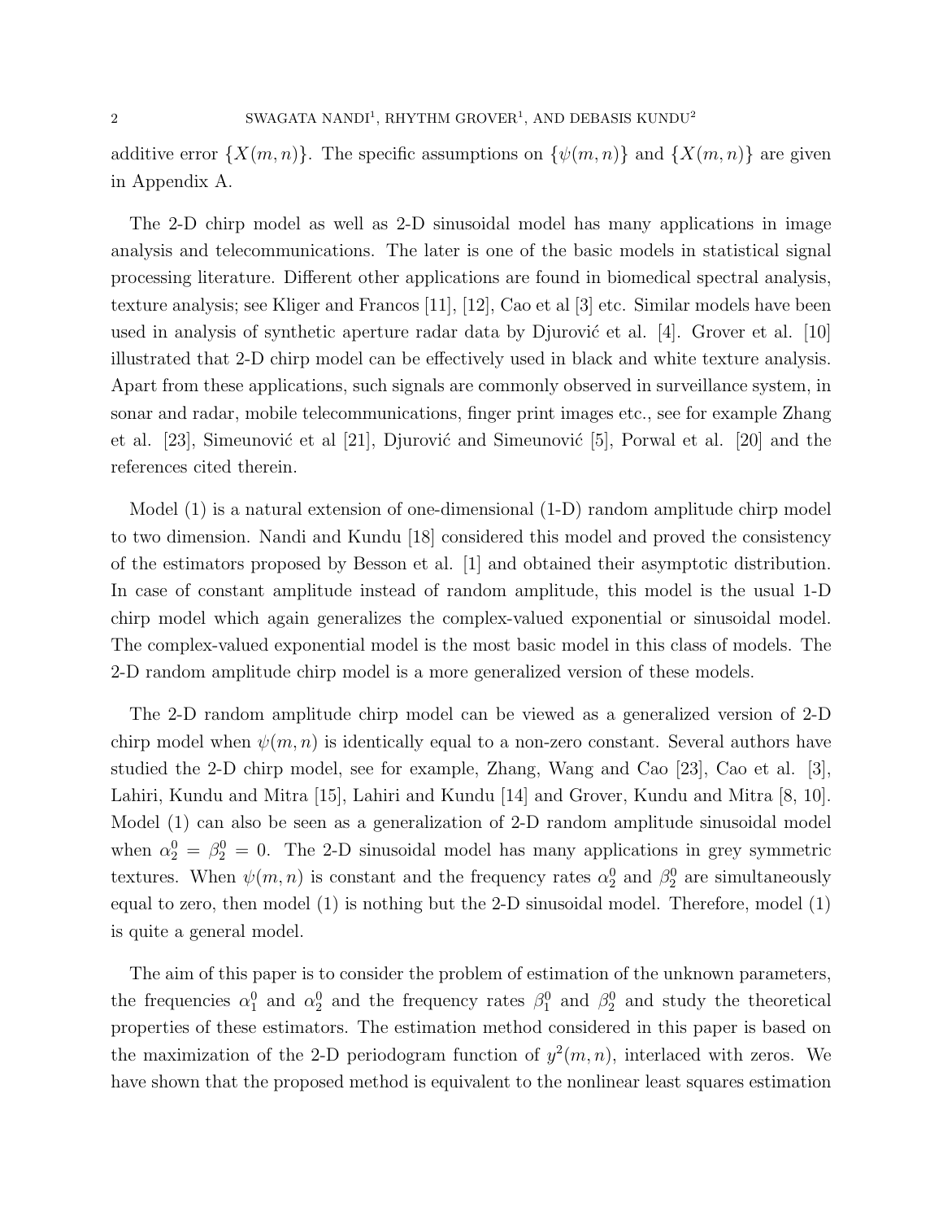additive error $\{X(m,n)\}$. The specific assumptions on $\{\psi(m,n)\}$ and $\{X(m,n)\}$ are given in Appendix A.

The 2-D chirp model as well as 2-D sinusoidal model has many applications in image analysis and telecommunications. The later is one of the basic models in statistical signal processing literature. Different other applications are found in biomedical spectral analysis, texture analysis; see Kliger and Francos [11], [12], Cao et al [3] etc. Similar models have been used in analysis of synthetic aperture radar data by Djurović et al. [4]. Grover et al. [10] illustrated that 2-D chirp model can be effectively used in black and white texture analysis. Apart from these applications, such signals are commonly observed in surveillance system, in sonar and radar, mobile telecommunications, finger print images etc., see for example Zhang et al. [23], Simeunović et al [21], Djurović and Simeunović [5], Porwal et al. [20] and the references cited therein.

Model (1) is a natural extension of one-dimensional (1-D) random amplitude chirp model to two dimension. Nandi and Kundu [18] considered this model and proved the consistency of the estimators proposed by Besson et al. [1] and obtained their asymptotic distribution. In case of constant amplitude instead of random amplitude, this model is the usual 1-D chirp model which again generalizes the complex-valued exponential or sinusoidal model. The complex-valued exponential model is the most basic model in this class of models. The 2-D random amplitude chirp model is a more generalized version of these models.

The 2-D random amplitude chirp model can be viewed as a generalized version of 2-D chirp model when $\psi(m,n)$ is identically equal to a non-zero constant. Several authors have studied the 2-D chirp model, see for example, Zhang, Wang and Cao [23], Cao et al. [3], Lahiri, Kundu and Mitra [15], Lahiri and Kundu [14] and Grover, Kundu and Mitra [8, 10]. Model (1) can also be seen as a generalization of 2-D random amplitude sinusoidal model when $\alpha_2^0 = \beta_2^0 = 0$. The 2-D sinusoidal model has many applications in grey symmetric textures. When $\psi(m,n)$ is constant and the frequency rates $\alpha_2^0$ and $\beta_2^0$ are simultaneously equal to zero, then model (1) is nothing but the 2-D sinusoidal model. Therefore, model (1) is quite a general model.

The aim of this paper is to consider the problem of estimation of the unknown parameters, the frequencies $\alpha_1^0$ and $\alpha_2^0$ and the frequency rates $\beta_1^0$ and $\beta_2^0$ and study the theoretical properties of these estimators. The estimation method considered in this paper is based on the maximization of the 2-D periodogram function of $y^2(m,n)$, interlaced with zeros. We have shown that the proposed method is equivalent to the nonlinear least squares estimation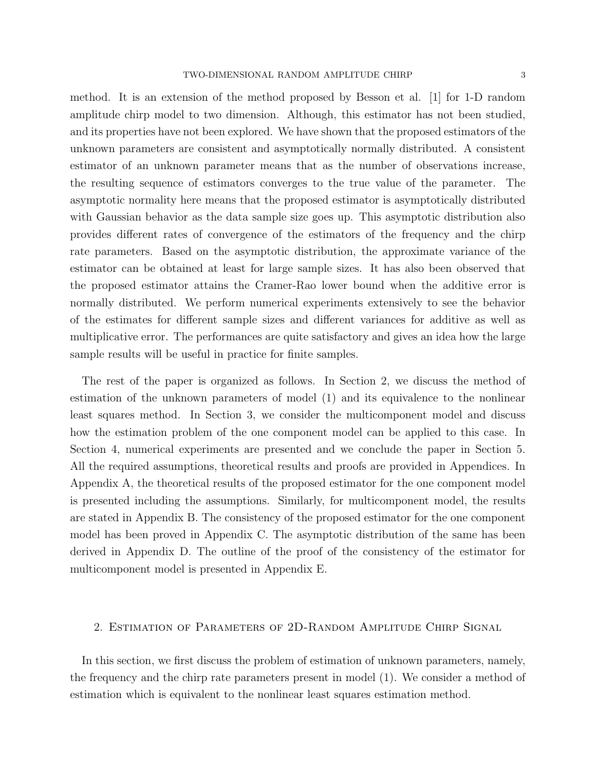method. It is an extension of the method proposed by Besson et al. [1] for 1-D random amplitude chirp model to two dimension. Although, this estimator has not been studied, and its properties have not been explored. We have shown that the proposed estimators of the unknown parameters are consistent and asymptotically normally distributed. A consistent estimator of an unknown parameter means that as the number of observations increase, the resulting sequence of estimators converges to the true value of the parameter. The asymptotic normality here means that the proposed estimator is asymptotically distributed with Gaussian behavior as the data sample size goes up. This asymptotic distribution also provides different rates of convergence of the estimators of the frequency and the chirp rate parameters. Based on the asymptotic distribution, the approximate variance of the estimator can be obtained at least for large sample sizes. It has also been observed that the proposed estimator attains the Cramer-Rao lower bound when the additive error is normally distributed. We perform numerical experiments extensively to see the behavior of the estimates for different sample sizes and different variances for additive as well as multiplicative error. The performances are quite satisfactory and gives an idea how the large sample results will be useful in practice for finite samples.

The rest of the paper is organized as follows. In Section 2, we discuss the method of estimation of the unknown parameters of model (1) and its equivalence to the nonlinear least squares method. In Section 3, we consider the multicomponent model and discuss how the estimation problem of the one component model can be applied to this case. In Section 4, numerical experiments are presented and we conclude the paper in Section 5. All the required assumptions, theoretical results and proofs are provided in Appendices. In Appendix A, the theoretical results of the proposed estimator for the one component model is presented including the assumptions. Similarly, for multicomponent model, the results are stated in Appendix B. The consistency of the proposed estimator for the one component model has been proved in Appendix C. The asymptotic distribution of the same has been derived in Appendix D. The outline of the proof of the consistency of the estimator for multicomponent model is presented in Appendix E.

## 2. Estimation of Parameters of 2D-Random Amplitude Chirp Signal

In this section, we first discuss the problem of estimation of unknown parameters, namely, the frequency and the chirp rate parameters present in model (1). We consider a method of estimation which is equivalent to the nonlinear least squares estimation method.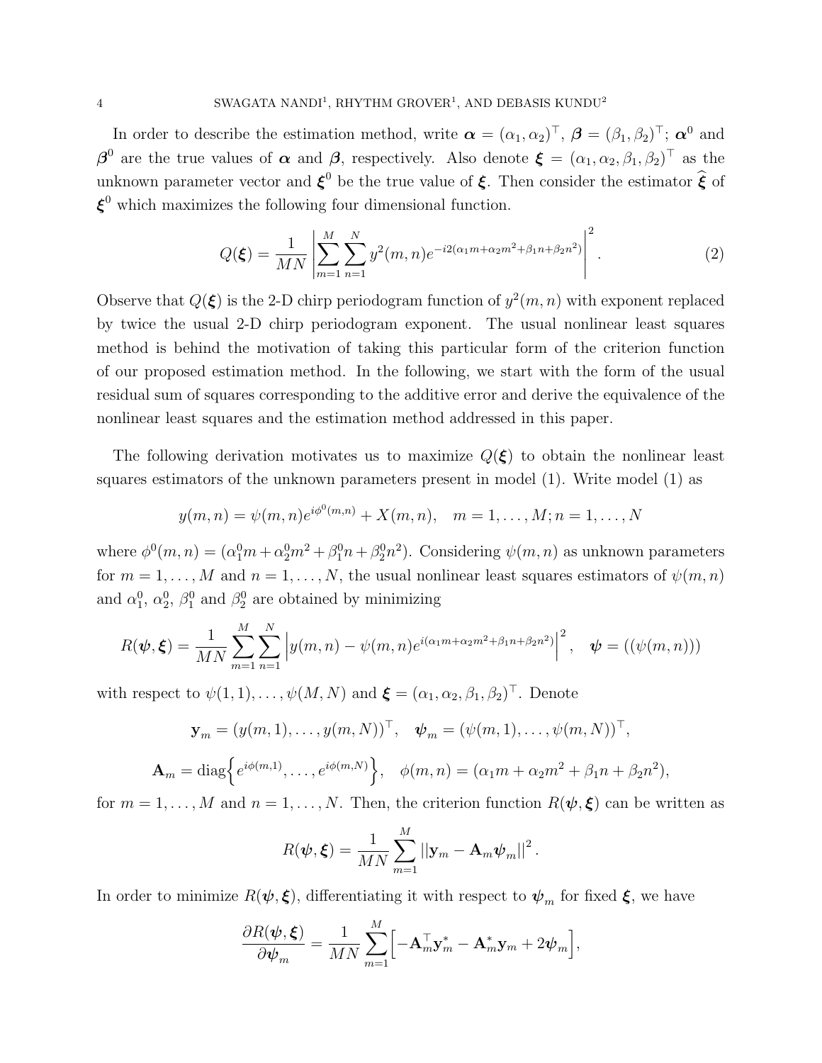In order to describe the estimation method, write $\boldsymbol{\alpha} = (\alpha_1, \alpha_2)^\top$, $\boldsymbol{\beta} = (\beta_1, \beta_2)^\top$; $\boldsymbol{\alpha}^0$ and $\boldsymbol{\beta}^0$ are the true values of $\boldsymbol{\alpha}$ and $\boldsymbol{\beta}$, respectively. Also denote $\boldsymbol{\xi} = (\alpha_1, \alpha_2, \beta_1, \beta_2)^\top$ as the unknown parameter vector and $\boldsymbol{\xi}^0$ be the true value of $\boldsymbol{\xi}$. Then consider the estimator $\widehat{\boldsymbol{\xi}}$ of $\boldsymbol{\xi}^0$ which maximizes the following four dimensional function.

$$Q(\boldsymbol{\xi}) = \frac{1}{MN} \left| \sum_{m=1}^{M} \sum_{n=1}^{N} y^2(m,n) e^{-i2(\alpha_1 m + \alpha_2 m^2 + \beta_1 n + \beta_2 n^2)} \right|^2 . \tag{2}$$

Observe that $Q(\boldsymbol{\xi})$ is the 2-D chirp periodogram function of $y^2(m,n)$ with exponent replaced by twice the usual 2-D chirp periodogram exponent. The usual nonlinear least squares method is behind the motivation of taking this particular form of the criterion function of our proposed estimation method. In the following, we start with the form of the usual residual sum of squares corresponding to the additive error and derive the equivalence of the nonlinear least squares and the estimation method addressed in this paper.

The following derivation motivates us to maximize $Q(\boldsymbol{\xi})$ to obtain the nonlinear least squares estimators of the unknown parameters present in model (1). Write model (1) as

$$y(m,n) = \psi(m,n) e^{i\phi^0(m,n)} + X(m,n), \quad m = 1, \ldots, M; n = 1, \ldots, N$$

where $\phi^0(m,n) = (\alpha_1^0 m + \alpha_2^0 m^2 + \beta_1^0 n + \beta_2^0 n^2)$. Considering $\psi(m,n)$ as unknown parameters for $m = 1, \ldots, M$ and $n = 1, \ldots, N$, the usual nonlinear least squares estimators of $\psi(m,n)$ and $\alpha_1^0$, $\alpha_2^0$, $\beta_1^0$ and $\beta_2^0$ are obtained by minimizing

$$R(\boldsymbol{\psi}, \boldsymbol{\xi}) = \frac{1}{MN} \sum_{m=1}^{M} \sum_{n=1}^{N} \left| y(m,n) - \psi(m,n) e^{i(\alpha_1 m + \alpha_2 m^2 + \beta_1 n + \beta_2 n^2)} \right|^2, \quad \boldsymbol{\psi} = ((\psi(m,n)))$$

with respect to $\psi(1,1), \ldots, \psi(M,N)$ and $\boldsymbol{\xi} = (\alpha_1, \alpha_2, \beta_1, \beta_2)^\top$. Denote

$$\mathbf{y}_m = (y(m,1), \ldots, y(m,N))^\top, \quad \boldsymbol{\psi}_m = (\psi(m,1), \ldots, \psi(m,N))^\top,$$

$$\mathbf{A}_m = \text{diag}\left\{ e^{i\phi(m,1)}, \ldots, e^{i\phi(m,N)} \right\}, \quad \phi(m,n) = (\alpha_1 m + \alpha_2 m^2 + \beta_1 n + \beta_2 n^2),$$

for $m = 1, \ldots, M$ and $n = 1, \ldots, N$. Then, the criterion function $R(\boldsymbol{\psi}, \boldsymbol{\xi})$ can be written as

$$R(\boldsymbol{\psi}, \boldsymbol{\xi}) = \frac{1}{MN} \sum_{m=1}^{M} ||\mathbf{y}_m - \mathbf{A}_m \boldsymbol{\psi}_m||^2 .$$

In order to minimize $R(\boldsymbol{\psi}, \boldsymbol{\xi})$, differentiating it with respect to $\boldsymbol{\psi}_m$ for fixed $\boldsymbol{\xi}$, we have

$$\frac{\partial R(\boldsymbol{\psi}, \boldsymbol{\xi})}{\partial \boldsymbol{\psi}_m} = \frac{1}{MN} \sum_{m=1}^{M} \Big[ -\mathbf{A}_m^\top \mathbf{y}_m^* - \mathbf{A}_m^* \mathbf{y}_m + 2\boldsymbol{\psi}_m \Big],$$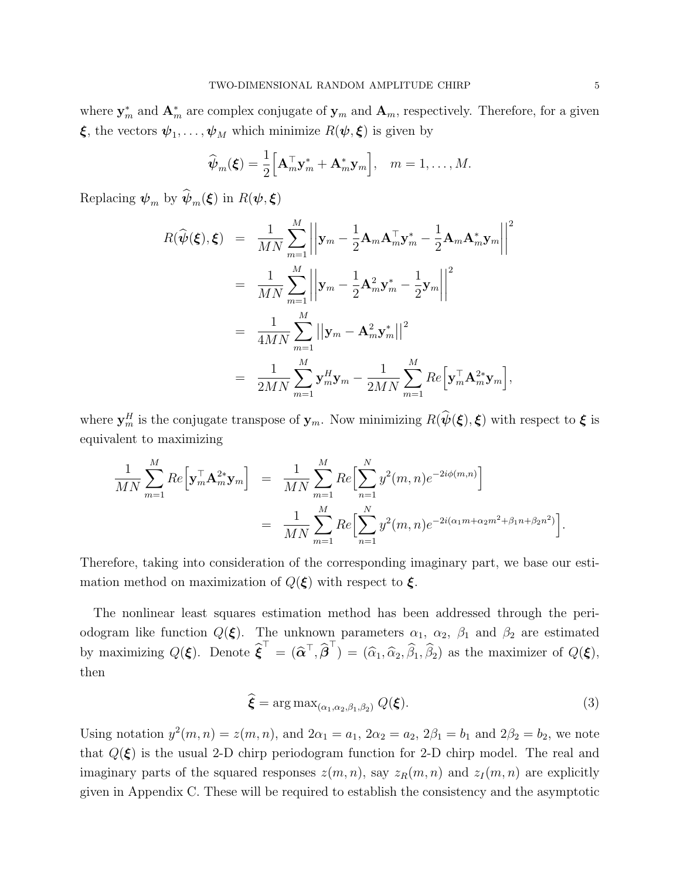where $\mathbf{y}_m^*$ and $\mathbf{A}_m^*$ are complex conjugate of $\mathbf{y}_m$ and $\mathbf{A}_m$, respectively. Therefore, for a given $\boldsymbol{\xi}$, the vectors $\boldsymbol{\psi}_1, \ldots, \boldsymbol{\psi}_M$ which minimize $R(\boldsymbol{\psi}, \boldsymbol{\xi})$ is given by

$$\widehat{\boldsymbol{\psi}}_m(\boldsymbol{\xi}) = \frac{1}{2}\Big[\mathbf{A}_m^\top \mathbf{y}_m^* + \mathbf{A}_m^* \mathbf{y}_m\Big], \quad m = 1, \ldots, M.$$

Replacing $\boldsymbol{\psi}_m$ by $\widehat{\boldsymbol{\psi}}_m(\boldsymbol{\xi})$ in $R(\boldsymbol{\psi}, \boldsymbol{\xi})$

$$\begin{aligned}
R(\widehat{\boldsymbol{\psi}}(\boldsymbol{\xi}), \boldsymbol{\xi}) &= \frac{1}{MN}\sum_{m=1}^{M}\left|\left|\mathbf{y}_m - \frac{1}{2}\mathbf{A}_m\mathbf{A}_m^\top \mathbf{y}_m^* - \frac{1}{2}\mathbf{A}_m\mathbf{A}_m^*\mathbf{y}_m\right|\right|^2 \\
&= \frac{1}{MN}\sum_{m=1}^{M}\left|\left|\mathbf{y}_m - \frac{1}{2}\mathbf{A}_m^2\mathbf{y}_m^* - \frac{1}{2}\mathbf{y}_m\right|\right|^2 \\
&= \frac{1}{4MN}\sum_{m=1}^{M}\left|\left|\mathbf{y}_m - \mathbf{A}_m^2\mathbf{y}_m^*\right|\right|^2 \\
&= \frac{1}{2MN}\sum_{m=1}^{M}\mathbf{y}_m^H\mathbf{y}_m - \frac{1}{2MN}\sum_{m=1}^{M} Re\Big[\mathbf{y}_m^\top \mathbf{A}_m^{2*}\mathbf{y}_m\Big],
\end{aligned}$$

where $\mathbf{y}_m^H$ is the conjugate transpose of $\mathbf{y}_m$. Now minimizing $R(\widehat{\boldsymbol{\psi}}(\boldsymbol{\xi}), \boldsymbol{\xi})$ with respect to $\boldsymbol{\xi}$ is equivalent to maximizing

$$\begin{aligned}
\frac{1}{MN}\sum_{m=1}^{M} Re\Big[\mathbf{y}_m^\top \mathbf{A}_m^{2*}\mathbf{y}_m\Big] &= \frac{1}{MN}\sum_{m=1}^{M} Re\Big[\sum_{n=1}^{N} y^2(m,n)e^{-2i\phi(m,n)}\Big] \\
&= \frac{1}{MN}\sum_{m=1}^{M} Re\Big[\sum_{n=1}^{N} y^2(m,n)e^{-2i(\alpha_1 m + \alpha_2 m^2 + \beta_1 n + \beta_2 n^2)}\Big].
\end{aligned}$$

Therefore, taking into consideration of the corresponding imaginary part, we base our estimation method on maximization of $Q(\boldsymbol{\xi})$ with respect to $\boldsymbol{\xi}$.

The nonlinear least squares estimation method has been addressed through the periodogram like function $Q(\boldsymbol{\xi})$. The unknown parameters $\alpha_1$, $\alpha_2$, $\beta_1$ and $\beta_2$ are estimated by maximizing $Q(\boldsymbol{\xi})$. Denote $\widehat{\boldsymbol{\xi}}^\top = (\widehat{\boldsymbol{\alpha}}^\top, \widehat{\boldsymbol{\beta}}^\top) = (\widehat{\alpha}_1, \widehat{\alpha}_2, \widehat{\beta}_1, \widehat{\beta}_2)$ as the maximizer of $Q(\boldsymbol{\xi})$, then

$$\widehat{\boldsymbol{\xi}} = \arg\max_{(\alpha_1,\alpha_2,\beta_1,\beta_2)} Q(\boldsymbol{\xi}). \tag{3}$$

Using notation $y^2(m,n) = z(m,n)$, and $2\alpha_1 = a_1$, $2\alpha_2 = a_2$, $2\beta_1 = b_1$ and $2\beta_2 = b_2$, we note that $Q(\boldsymbol{\xi})$ is the usual 2-D chirp periodogram function for 2-D chirp model. The real and imaginary parts of the squared responses $z(m,n)$, say $z_R(m,n)$ and $z_I(m,n)$ are explicitly given in Appendix C. These will be required to establish the consistency and the asymptotic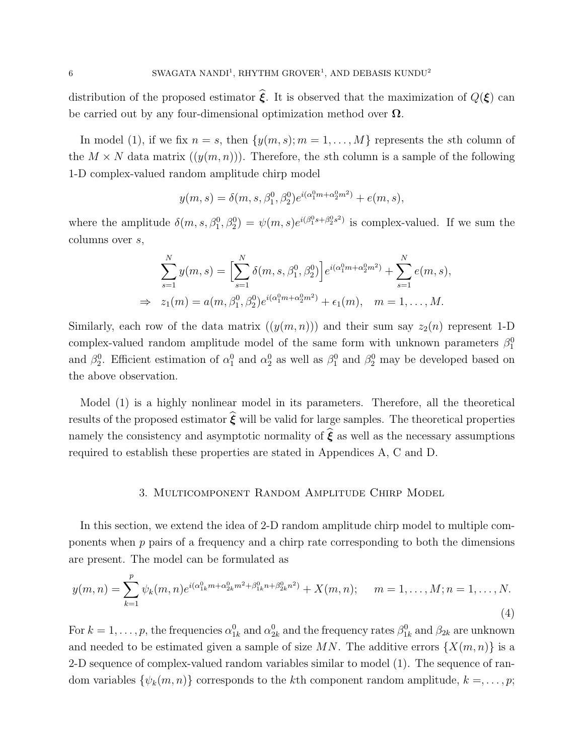distribution of the proposed estimator $\widehat{\boldsymbol{\xi}}$. It is observed that the maximization of $Q(\boldsymbol{\xi})$ can be carried out by any four-dimensional optimization method over $\boldsymbol{\Omega}$.

In model (1), if we fix $n = s$, then $\{y(m,s); m = 1, \ldots, M\}$ represents the $s$th column of the $M \times N$ data matrix $((y(m,n)))$. Therefore, the $s$th column is a sample of the following 1-D complex-valued random amplitude chirp model

$$y(m,s) = \delta(m,s,\beta_1^0,\beta_2^0)e^{i(\alpha_1^0 m + \alpha_2^0 m^2)} + e(m,s),$$

where the amplitude $\delta(m,s,\beta_1^0,\beta_2^0) = \psi(m,s)e^{i(\beta_1^0 s + \beta_2^0 s^2)}$ is complex-valued. If we sum the columns over $s$,

$$\sum_{s=1}^{N} y(m,s) = \Big[\sum_{s=1}^{N} \delta(m,s,\beta_1^0,\beta_2^0)\Big] e^{i(\alpha_1^0 m + \alpha_2^0 m^2)} + \sum_{s=1}^{N} e(m,s),$$

$$\Rightarrow \quad z_1(m) = a(m,\beta_1^0,\beta_2^0)e^{i(\alpha_1^0 m + \alpha_2^0 m^2)} + \epsilon_1(m), \quad m = 1, \ldots, M.$$

Similarly, each row of the data matrix $((y(m,n)))$ and their sum say $z_2(n)$ represent 1-D complex-valued random amplitude model of the same form with unknown parameters $\beta_1^0$ and $\beta_2^0$. Efficient estimation of $\alpha_1^0$ and $\alpha_2^0$ as well as $\beta_1^0$ and $\beta_2^0$ may be developed based on the above observation.

Model (1) is a highly nonlinear model in its parameters. Therefore, all the theoretical results of the proposed estimator $\widehat{\boldsymbol{\xi}}$ will be valid for large samples. The theoretical properties namely the consistency and asymptotic normality of $\widehat{\boldsymbol{\xi}}$ as well as the necessary assumptions required to establish these properties are stated in Appendices A, C and D.

## 3. Multicomponent Random Amplitude Chirp Model

In this section, we extend the idea of 2-D random amplitude chirp model to multiple components when $p$ pairs of a frequency and a chirp rate corresponding to both the dimensions are present. The model can be formulated as

$$y(m,n) = \sum_{k=1}^{p} \psi_k(m,n)e^{i(\alpha_{1k}^0 m + \alpha_{2k}^0 m^2 + \beta_{1k}^0 n + \beta_{2k}^0 n^2)} + X(m,n); \qquad m = 1, \ldots, M; n = 1, \ldots, N. \tag{4}$$

For $k = 1, \ldots, p$, the frequencies $\alpha_{1k}^0$ and $\alpha_{2k}^0$ and the frequency rates $\beta_{1k}^0$ and $\beta_{2k}$ are unknown and needed to be estimated given a sample of size $MN$. The additive errors $\{X(m,n)\}$ is a 2-D sequence of complex-valued random variables similar to model (1). The sequence of random variables $\{\psi_k(m,n)\}$ corresponds to the $k$th component random amplitude, $k =, \ldots, p$;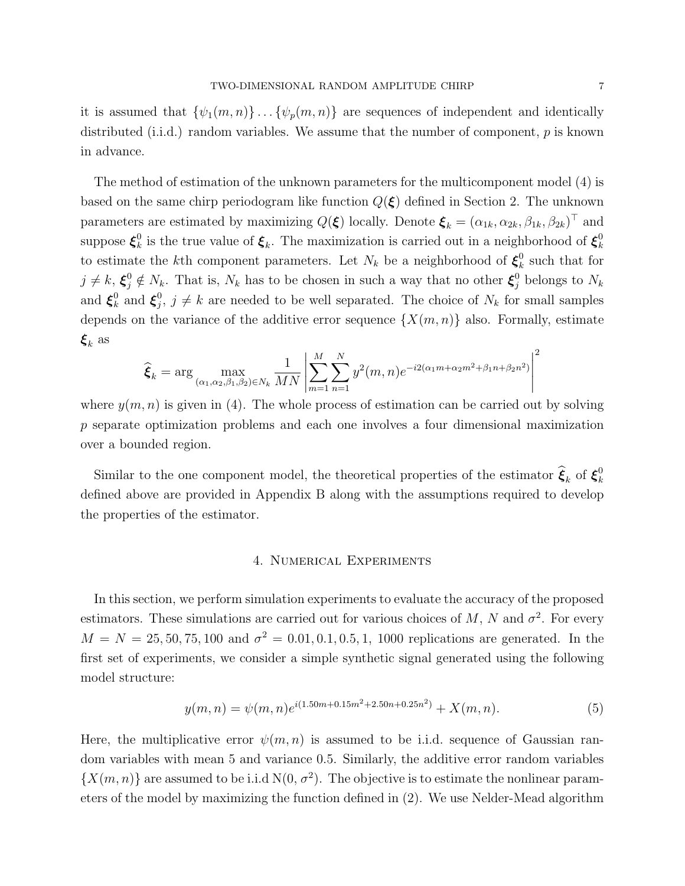it is assumed that $\{\psi_1(m,n)\} \dots \{\psi_p(m,n)\}$ are sequences of independent and identically distributed (i.i.d.) random variables. We assume that the number of component, $p$ is known in advance.

The method of estimation of the unknown parameters for the multicomponent model (4) is based on the same chirp periodogram like function $Q(\boldsymbol{\xi})$ defined in Section 2. The unknown parameters are estimated by maximizing $Q(\boldsymbol{\xi})$ locally. Denote $\boldsymbol{\xi}_k = (\alpha_{1k}, \alpha_{2k}, \beta_{1k}, \beta_{2k})^\top$ and suppose $\boldsymbol{\xi}_k^0$ is the true value of $\boldsymbol{\xi}_k$. The maximization is carried out in a neighborhood of $\boldsymbol{\xi}_k^0$ to estimate the $k$th component parameters. Let $N_k$ be a neighborhood of $\boldsymbol{\xi}_k^0$ such that for $j \neq k$, $\boldsymbol{\xi}_j^0 \notin N_k$. That is, $N_k$ has to be chosen in such a way that no other $\boldsymbol{\xi}_j^0$ belongs to $N_k$ and $\boldsymbol{\xi}_k^0$ and $\boldsymbol{\xi}_j^0$, $j \neq k$ are needed to be well separated. The choice of $N_k$ for small samples depends on the variance of the additive error sequence $\{X(m,n)\}$ also. Formally, estimate $\boldsymbol{\xi}_k$ as

$$\widehat{\boldsymbol{\xi}}_k = \arg \max_{(\alpha_1,\alpha_2,\beta_1,\beta_2) \in N_k} \frac{1}{MN} \left| \sum_{m=1}^{M} \sum_{n=1}^{N} y^2(m,n) e^{-i2(\alpha_1 m + \alpha_2 m^2 + \beta_1 n + \beta_2 n^2)} \right|^2$$

where $y(m,n)$ is given in (4). The whole process of estimation can be carried out by solving $p$ separate optimization problems and each one involves a four dimensional maximization over a bounded region.

Similar to the one component model, the theoretical properties of the estimator $\widehat{\boldsymbol{\xi}}_k$ of $\boldsymbol{\xi}_k^0$ defined above are provided in Appendix B along with the assumptions required to develop the properties of the estimator.

## 4. Numerical Experiments

In this section, we perform simulation experiments to evaluate the accuracy of the proposed estimators. These simulations are carried out for various choices of $M$, $N$ and $\sigma^2$. For every $M = N = 25, 50, 75, 100$ and $\sigma^2 = 0.01, 0.1, 0.5, 1$, 1000 replications are generated. In the first set of experiments, we consider a simple synthetic signal generated using the following model structure:

$$y(m,n) = \psi(m,n) e^{i(1.50m + 0.15m^2 + 2.50n + 0.25n^2)} + X(m,n). \tag{5}$$

Here, the multiplicative error $\psi(m,n)$ is assumed to be i.i.d. sequence of Gaussian random variables with mean 5 and variance 0.5. Similarly, the additive error random variables $\{X(m,n)\}$ are assumed to be i.i.d $\mathrm{N}(0, \sigma^2)$. The objective is to estimate the nonlinear parameters of the model by maximizing the function defined in (2). We use Nelder-Mead algorithm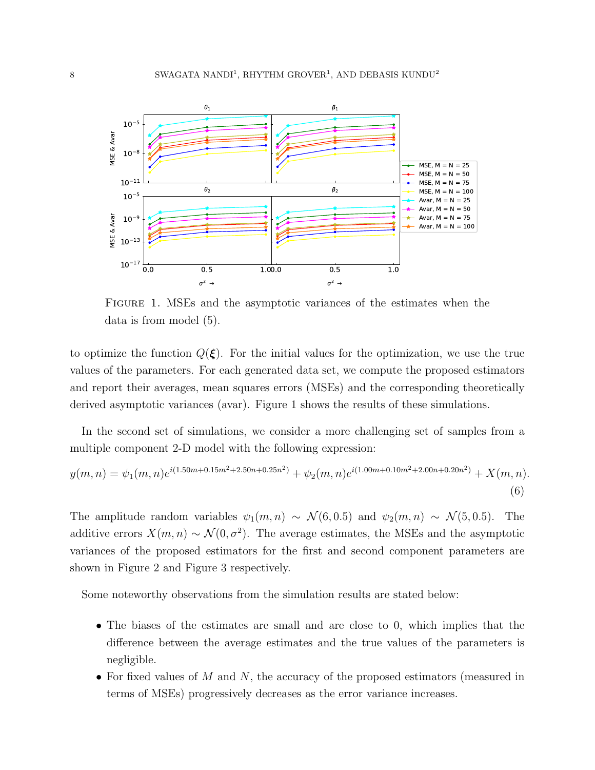FIGURE 1. MSEs and the asymptotic variances of the estimates when the data is from model (5).

to optimize the function $Q(\boldsymbol{\xi})$. For the initial values for the optimization, we use the true values of the parameters. For each generated data set, we compute the proposed estimators and report their averages, mean squares errors (MSEs) and the corresponding theoretically derived asymptotic variances (avar). Figure 1 shows the results of these simulations.

In the second set of simulations, we consider a more challenging set of samples from a multiple component 2-D model with the following expression:

$$y(m,n) = \psi_1(m,n)e^{i(1.50m+0.15m^2+2.50n+0.25n^2)} + \psi_2(m,n)e^{i(1.00m+0.10m^2+2.00n+0.20n^2)} + X(m,n). \tag{6}$$

The amplitude random variables $\psi_1(m,n) \sim \mathcal{N}(6, 0.5)$ and $\psi_2(m,n) \sim \mathcal{N}(5, 0.5)$. The additive errors $X(m,n) \sim \mathcal{N}(0, \sigma^2)$. The average estimates, the MSEs and the asymptotic variances of the proposed estimators for the first and second component parameters are shown in Figure 2 and Figure 3 respectively.

Some noteworthy observations from the simulation results are stated below:

- The biases of the estimates are small and are close to 0, which implies that the difference between the average estimates and the true values of the parameters is negligible.
- For fixed values of $M$ and $N$, the accuracy of the proposed estimators (measured in terms of MSEs) progressively decreases as the error variance increases.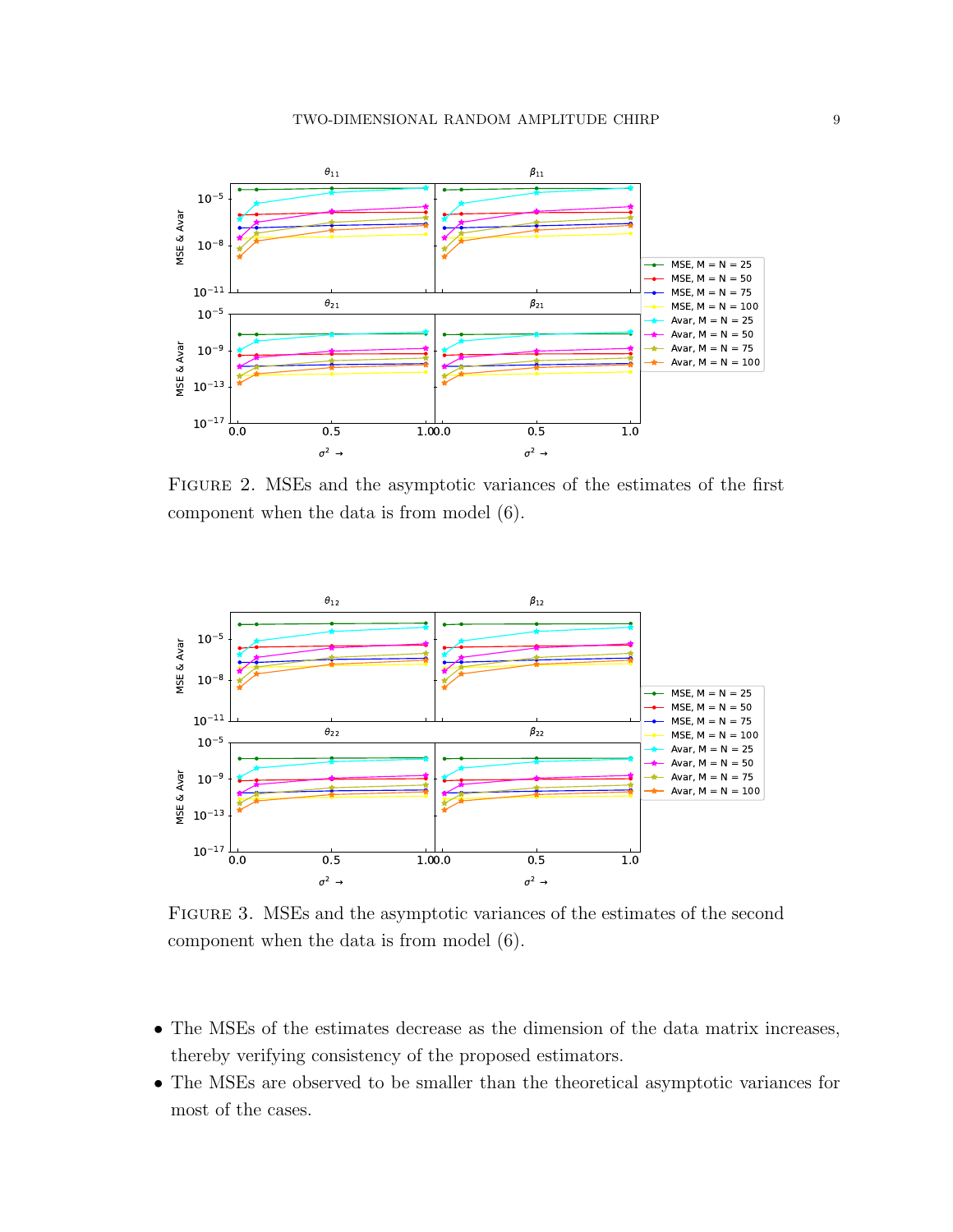Figure 2. MSEs and the asymptotic variances of the estimates of the first component when the data is from model (6).

Figure 3. MSEs and the asymptotic variances of the estimates of the second component when the data is from model (6).

- The MSEs of the estimates decrease as the dimension of the data matrix increases, thereby verifying consistency of the proposed estimators.
- The MSEs are observed to be smaller than the theoretical asymptotic variances for most of the cases.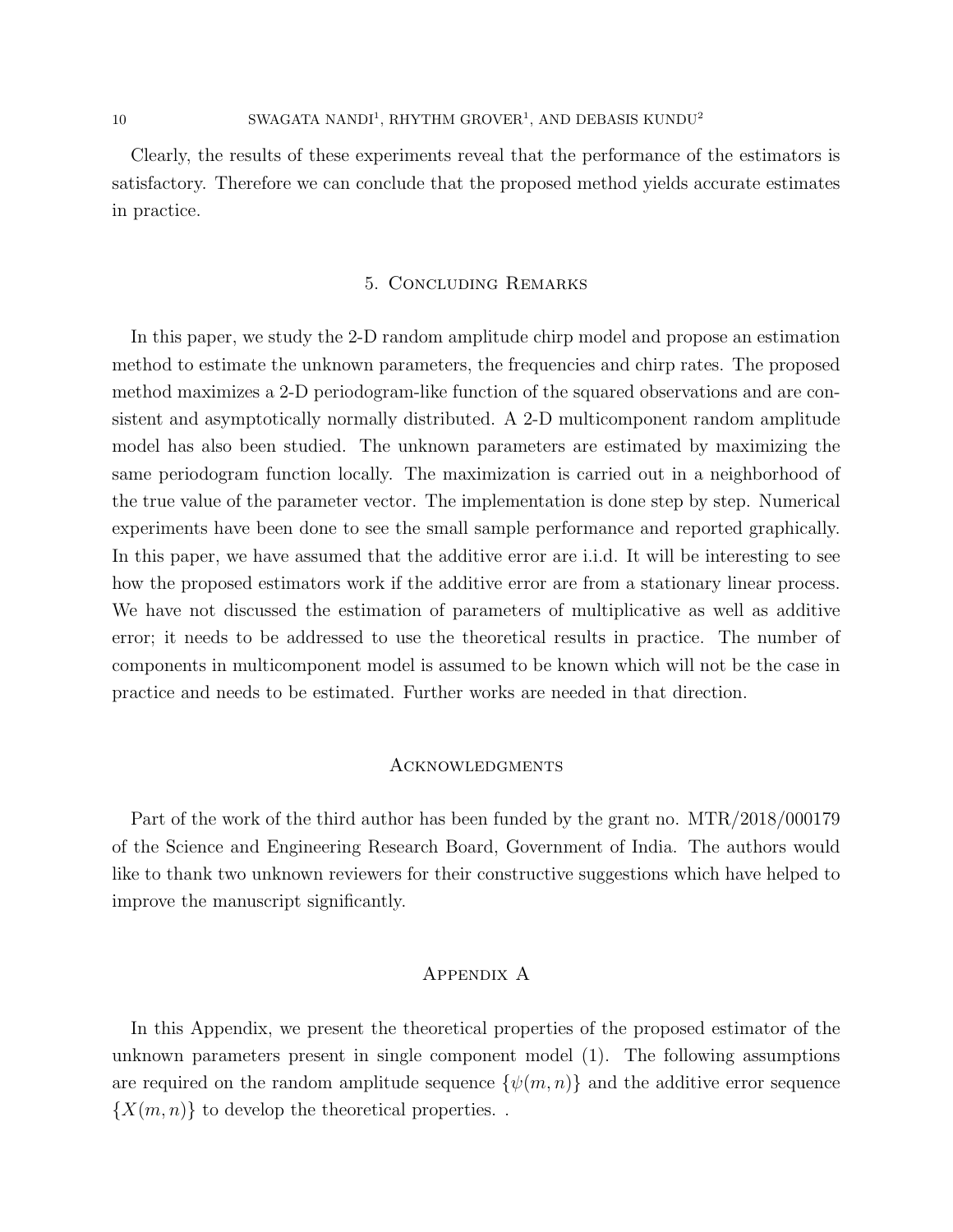Clearly, the results of these experiments reveal that the performance of the estimators is satisfactory. Therefore we can conclude that the proposed method yields accurate estimates in practice.

## 5. Concluding Remarks

In this paper, we study the 2-D random amplitude chirp model and propose an estimation method to estimate the unknown parameters, the frequencies and chirp rates. The proposed method maximizes a 2-D periodogram-like function of the squared observations and are consistent and asymptotically normally distributed. A 2-D multicomponent random amplitude model has also been studied. The unknown parameters are estimated by maximizing the same periodogram function locally. The maximization is carried out in a neighborhood of the true value of the parameter vector. The implementation is done step by step. Numerical experiments have been done to see the small sample performance and reported graphically. In this paper, we have assumed that the additive error are i.i.d. It will be interesting to see how the proposed estimators work if the additive error are from a stationary linear process. We have not discussed the estimation of parameters of multiplicative as well as additive error; it needs to be addressed to use the theoretical results in practice. The number of components in multicomponent model is assumed to be known which will not be the case in practice and needs to be estimated. Further works are needed in that direction.

## Acknowledgments

Part of the work of the third author has been funded by the grant no. MTR/2018/000179 of the Science and Engineering Research Board, Government of India. The authors would like to thank two unknown reviewers for their constructive suggestions which have helped to improve the manuscript significantly.

## Appendix A

In this Appendix, we present the theoretical properties of the proposed estimator of the unknown parameters present in single component model (1). The following assumptions are required on the random amplitude sequence $\{\psi(m, n)\}$ and the additive error sequence $\{X(m, n)\}$ to develop the theoretical properties. .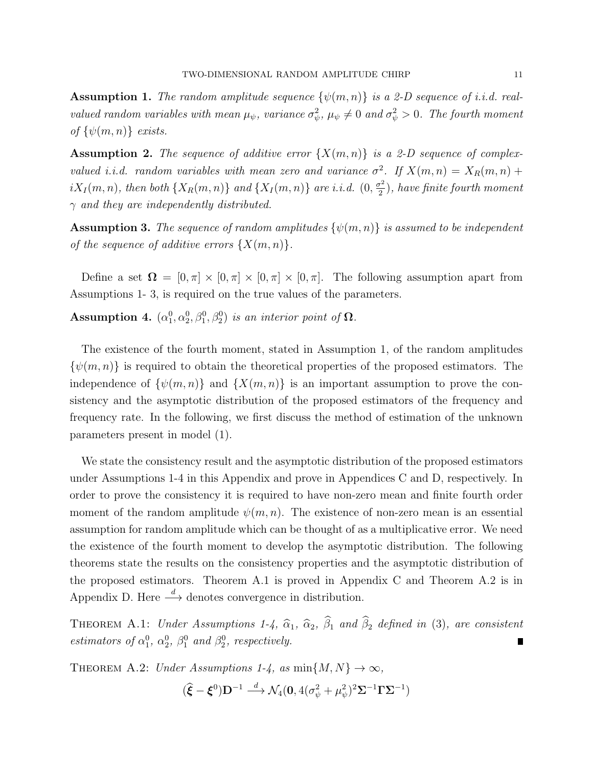**Assumption 1.** *The random amplitude sequence $\{\psi(m,n)\}$ is a 2-D sequence of i.i.d. real-valued random variables with mean $\mu_\psi$, variance $\sigma_\psi^2$, $\mu_\psi \neq 0$ and $\sigma_\psi^2 > 0$. The fourth moment of $\{\psi(m,n)\}$ exists.*

**Assumption 2.** *The sequence of additive error $\{X(m,n)\}$ is a 2-D sequence of complex-valued i.i.d. random variables with mean zero and variance $\sigma^2$. If $X(m,n) = X_R(m,n) + iX_I(m,n)$, then both $\{X_R(m,n)\}$ and $\{X_I(m,n)\}$ are i.i.d. $(0, \frac{\sigma^2}{2})$, have finite fourth moment $\gamma$ and they are independently distributed.*

**Assumption 3.** *The sequence of random amplitudes $\{\psi(m,n)\}$ is assumed to be independent of the sequence of additive errors $\{X(m,n)\}$.*

Define a set $\mathbf{\Omega} = [0,\pi] \times [0,\pi] \times [0,\pi] \times [0,\pi]$. The following assumption apart from Assumptions 1- 3, is required on the true values of the parameters.

**Assumption 4.** *$(\alpha_1^0, \alpha_2^0, \beta_1^0, \beta_2^0)$ is an interior point of $\mathbf{\Omega}$.*

The existence of the fourth moment, stated in Assumption 1, of the random amplitudes $\{\psi(m,n)\}$ is required to obtain the theoretical properties of the proposed estimators. The independence of $\{\psi(m,n)\}$ and $\{X(m,n)\}$ is an important assumption to prove the consistency and the asymptotic distribution of the proposed estimators of the frequency and frequency rate. In the following, we first discuss the method of estimation of the unknown parameters present in model (1).

We state the consistency result and the asymptotic distribution of the proposed estimators under Assumptions 1-4 in this Appendix and prove in Appendices C and D, respectively. In order to prove the consistency it is required to have non-zero mean and finite fourth order moment of the random amplitude $\psi(m,n)$. The existence of non-zero mean is an essential assumption for random amplitude which can be thought of as a multiplicative error. We need the existence of the fourth moment to develop the asymptotic distribution. The following theorems state the results on the consistency properties and the asymptotic distribution of the proposed estimators. Theorem A.1 is proved in Appendix C and Theorem A.2 is in Appendix D. Here $\xrightarrow{d}$ denotes convergence in distribution.

Theorem A.1: *Under Assumptions 1-4, $\widehat{\alpha}_1$, $\widehat{\alpha}_2$, $\widehat{\beta}_1$ and $\widehat{\beta}_2$ defined in (3), are consistent estimators of $\alpha_1^0$, $\alpha_2^0$, $\beta_1^0$ and $\beta_2^0$, respectively.* ∎

Theorem A.2: *Under Assumptions 1-4, as $\min\{M,N\} \to \infty$,*

$$(\widehat{\boldsymbol{\xi}} - \boldsymbol{\xi}^0)\mathbf{D}^{-1} \xrightarrow{d} \mathcal{N}_4(\mathbf{0}, 4(\sigma_\psi^2 + \mu_\psi^2)^2 \mathbf{\Sigma}^{-1}\mathbf{\Gamma}\mathbf{\Sigma}^{-1})$$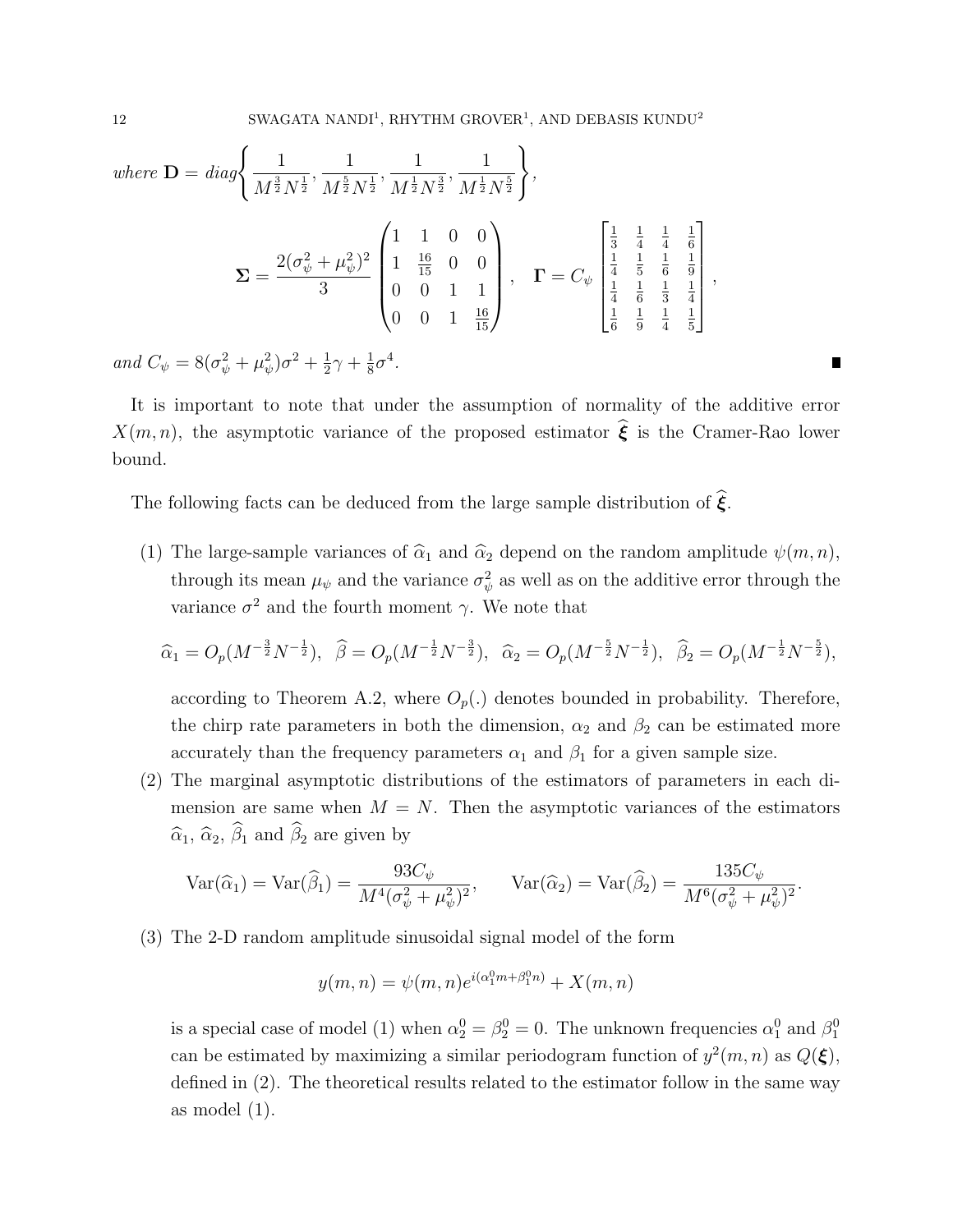*where* $\mathbf{D} = diag\left\{\frac{1}{M^{\frac{3}{2}}N^{\frac{1}{2}}}, \frac{1}{M^{\frac{5}{2}}N^{\frac{1}{2}}}, \frac{1}{M^{\frac{1}{2}}N^{\frac{3}{2}}}, \frac{1}{M^{\frac{1}{2}}N^{\frac{5}{2}}}\right\}$,

$$\mathbf{\Sigma} = \frac{2(\sigma_\psi^2 + \mu_\psi^2)^2}{3}\begin{pmatrix}1 & 1 & 0 & 0 \\ 1 & \frac{16}{15} & 0 & 0 \\ 0 & 0 & 1 & 1 \\ 0 & 0 & 1 & \frac{16}{15}\end{pmatrix}, \quad \mathbf{\Gamma} = C_\psi \begin{bmatrix}\frac{1}{3} & \frac{1}{4} & \frac{1}{4} & \frac{1}{6} \\ \frac{1}{4} & \frac{1}{5} & \frac{1}{6} & \frac{1}{9} \\ \frac{1}{4} & \frac{1}{6} & \frac{1}{3} & \frac{1}{4} \\ \frac{1}{6} & \frac{1}{9} & \frac{1}{4} & \frac{1}{5}\end{bmatrix},$$

*and* $C_\psi = 8(\sigma_\psi^2 + \mu_\psi^2)\sigma^2 + \frac{1}{2}\gamma + \frac{1}{8}\sigma^4$. ■

It is important to note that under the assumption of normality of the additive error $X(m,n)$, the asymptotic variance of the proposed estimator $\widehat{\boldsymbol{\xi}}$ is the Cramer-Rao lower bound.

The following facts can be deduced from the large sample distribution of $\widehat{\boldsymbol{\xi}}$.

(1) The large-sample variances of $\widehat{\alpha}_1$ and $\widehat{\alpha}_2$ depend on the random amplitude $\psi(m,n)$, through its mean $\mu_\psi$ and the variance $\sigma_\psi^2$ as well as on the additive error through the variance $\sigma^2$ and the fourth moment $\gamma$. We note that

$$\widehat{\alpha}_1 = O_p(M^{-\frac{3}{2}}N^{-\frac{1}{2}}), \;\; \widehat{\beta} = O_p(M^{-\frac{1}{2}}N^{-\frac{3}{2}}), \;\; \widehat{\alpha}_2 = O_p(M^{-\frac{5}{2}}N^{-\frac{1}{2}}), \;\; \widehat{\beta}_2 = O_p(M^{-\frac{1}{2}}N^{-\frac{5}{2}}),$$

according to Theorem A.2, where $O_p(.)$ denotes bounded in probability. Therefore, the chirp rate parameters in both the dimension, $\alpha_2$ and $\beta_2$ can be estimated more accurately than the frequency parameters $\alpha_1$ and $\beta_1$ for a given sample size.

(2) The marginal asymptotic distributions of the estimators of parameters in each dimension are same when $M = N$. Then the asymptotic variances of the estimators $\widehat{\alpha}_1$, $\widehat{\alpha}_2$, $\widehat{\beta}_1$ and $\widehat{\beta}_2$ are given by

$$\mathrm{Var}(\widehat{\alpha}_1) = \mathrm{Var}(\widehat{\beta}_1) = \frac{93C_\psi}{M^4(\sigma_\psi^2 + \mu_\psi^2)^2}, \qquad \mathrm{Var}(\widehat{\alpha}_2) = \mathrm{Var}(\widehat{\beta}_2) = \frac{135C_\psi}{M^6(\sigma_\psi^2 + \mu_\psi^2)^2}.$$

(3) The 2-D random amplitude sinusoidal signal model of the form

$$y(m,n) = \psi(m,n)e^{i(\alpha_1^0 m + \beta_1^0 n)} + X(m,n)$$

is a special case of model (1) when $\alpha_2^0 = \beta_2^0 = 0$. The unknown frequencies $\alpha_1^0$ and $\beta_1^0$ can be estimated by maximizing a similar periodogram function of $y^2(m,n)$ as $Q(\boldsymbol{\xi})$, defined in (2). The theoretical results related to the estimator follow in the same way as model (1).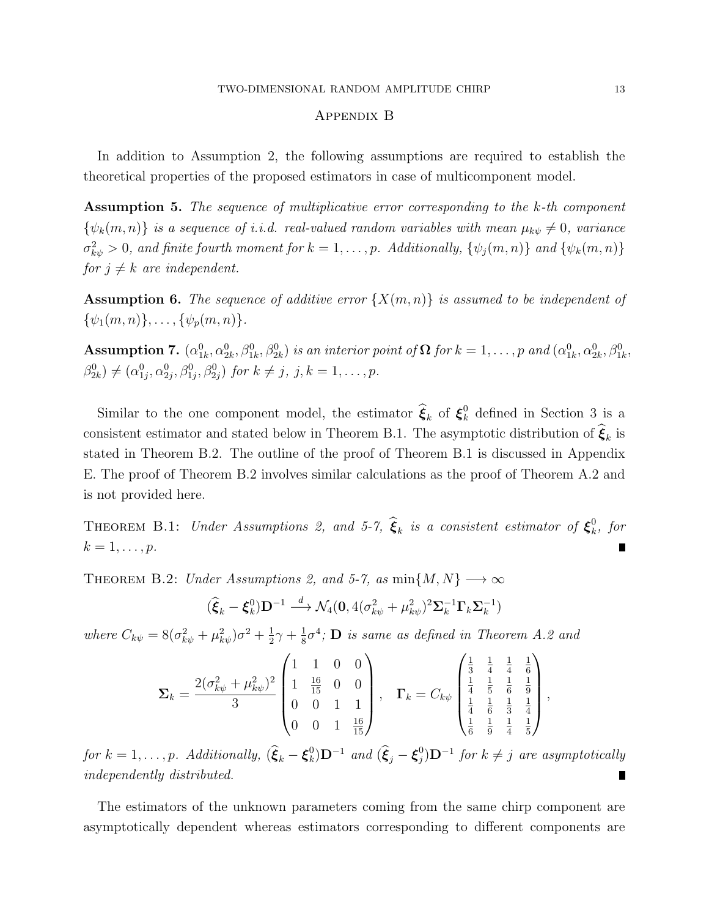## Appendix B

In addition to Assumption 2, the following assumptions are required to establish the theoretical properties of the proposed estimators in case of multicomponent model.

**Assumption 5.** *The sequence of multiplicative error corresponding to the k-th component $\{\psi_k(m,n)\}$ is a sequence of i.i.d. real-valued random variables with mean $\mu_{k\psi} \neq 0$, variance $\sigma^2_{k\psi} > 0$, and finite fourth moment for $k = 1, \ldots, p$. Additionally, $\{\psi_j(m,n)\}$ and $\{\psi_k(m,n)\}$ for $j \neq k$ are independent.*

**Assumption 6.** *The sequence of additive error $\{X(m,n)\}$ is assumed to be independent of $\{\psi_1(m,n)\}, \ldots, \{\psi_p(m,n)\}$.*

**Assumption 7.** *$(\alpha^0_{1k}, \alpha^0_{2k}, \beta^0_{1k}, \beta^0_{2k})$ is an interior point of $\mathbf{\Omega}$ for $k = 1, \ldots, p$ and $(\alpha^0_{1k}, \alpha^0_{2k}, \beta^0_{1k}, \beta^0_{2k}) \neq (\alpha^0_{1j}, \alpha^0_{2j}, \beta^0_{1j}, \beta^0_{2j})$ for $k \neq j$, $j, k = 1, \ldots, p$.*

Similar to the one component model, the estimator $\widehat{\boldsymbol{\xi}}_k$ of $\boldsymbol{\xi}^0_k$ defined in Section 3 is a consistent estimator and stated below in Theorem B.1. The asymptotic distribution of $\widehat{\boldsymbol{\xi}}_k$ is stated in Theorem B.2. The outline of the proof of Theorem B.1 is discussed in Appendix E. The proof of Theorem B.2 involves similar calculations as the proof of Theorem A.2 and is not provided here.

Theorem B.1: *Under Assumptions 2, and 5-7, $\widehat{\boldsymbol{\xi}}_k$ is a consistent estimator of $\boldsymbol{\xi}^0_k$, for $k = 1, \ldots, p$.* ∎

Theorem B.2: *Under Assumptions 2, and 5-7, as $\min\{M, N\} \longrightarrow \infty$*

$$(\widehat{\boldsymbol{\xi}}_k - \boldsymbol{\xi}^0_k)\mathbf{D}^{-1} \xrightarrow{d} \mathcal{N}_4(\mathbf{0}, 4(\sigma^2_{k\psi} + \mu^2_{k\psi})^2 \boldsymbol{\Sigma}_k^{-1} \boldsymbol{\Gamma}_k \boldsymbol{\Sigma}_k^{-1})$$

*where $C_{k\psi} = 8(\sigma^2_{k\psi} + \mu^2_{k\psi})\sigma^2 + \frac{1}{2}\gamma + \frac{1}{8}\sigma^4$; $\mathbf{D}$ is same as defined in Theorem A.2 and*

$$\boldsymbol{\Sigma}_k = \frac{2(\sigma^2_{k\psi} + \mu^2_{k\psi})^2}{3} \begin{pmatrix} 1 & 1 & 0 & 0 \\ 1 & \frac{16}{15} & 0 & 0 \\ 0 & 0 & 1 & 1 \\ 0 & 0 & 1 & \frac{16}{15} \end{pmatrix}, \quad \boldsymbol{\Gamma}_k = C_{k\psi} \begin{pmatrix} \frac{1}{3} & \frac{1}{4} & \frac{1}{4} & \frac{1}{6} \\ \frac{1}{4} & \frac{1}{5} & \frac{1}{6} & \frac{1}{9} \\ \frac{1}{4} & \frac{1}{6} & \frac{1}{3} & \frac{1}{4} \\ \frac{1}{6} & \frac{1}{9} & \frac{1}{4} & \frac{1}{5} \end{pmatrix},$$

*for $k = 1, \ldots, p$. Additionally, $(\widehat{\boldsymbol{\xi}}_k - \boldsymbol{\xi}^0_k)\mathbf{D}^{-1}$ and $(\widehat{\boldsymbol{\xi}}_j - \boldsymbol{\xi}^0_j)\mathbf{D}^{-1}$ for $k \neq j$ are asymptotically independently distributed.* ∎

The estimators of the unknown parameters coming from the same chirp component are asymptotically dependent whereas estimators corresponding to different components are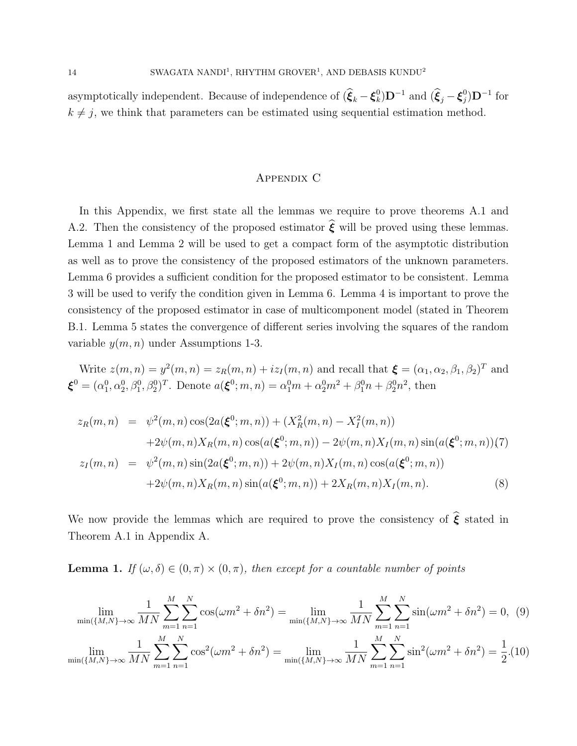asymptotically independent. Because of independence of $(\widehat{\boldsymbol{\xi}}_k - \boldsymbol{\xi}_k^0)\mathbf{D}^{-1}$ and $(\widehat{\boldsymbol{\xi}}_j - \boldsymbol{\xi}_j^0)\mathbf{D}^{-1}$ for $k \neq j$, we think that parameters can be estimated using sequential estimation method.

## Appendix C

In this Appendix, we first state all the lemmas we require to prove theorems A.1 and A.2. Then the consistency of the proposed estimator $\widehat{\boldsymbol{\xi}}$ will be proved using these lemmas. Lemma 1 and Lemma 2 will be used to get a compact form of the asymptotic distribution as well as to prove the consistency of the proposed estimators of the unknown parameters. Lemma 6 provides a sufficient condition for the proposed estimator to be consistent. Lemma 3 will be used to verify the condition given in Lemma 6. Lemma 4 is important to prove the consistency of the proposed estimator in case of multicomponent model (stated in Theorem B.1. Lemma 5 states the convergence of different series involving the squares of the random variable $y(m,n)$ under Assumptions 1-3.

Write $z(m,n) = y^2(m,n) = z_R(m,n) + iz_I(m,n)$ and recall that $\boldsymbol{\xi} = (\alpha_1, \alpha_2, \beta_1, \beta_2)^T$ and $\boldsymbol{\xi}^0 = (\alpha_1^0, \alpha_2^0, \beta_1^0, \beta_2^0)^T$. Denote $a(\boldsymbol{\xi}^0; m, n) = \alpha_1^0 m + \alpha_2^0 m^2 + \beta_1^0 n + \beta_2^0 n^2$, then

$$
\begin{aligned}
z_R(m,n) &= \psi^2(m,n)\cos(2a(\boldsymbol{\xi}^0;m,n)) + (X_R^2(m,n) - X_I^2(m,n)) \\
&\quad + 2\psi(m,n)X_R(m,n)\cos(a(\boldsymbol{\xi}^0;m,n)) - 2\psi(m,n)X_I(m,n)\sin(a(\boldsymbol{\xi}^0;m,n)) \quad (7)\\
z_I(m,n) &= \psi^2(m,n)\sin(2a(\boldsymbol{\xi}^0;m,n)) + 2\psi(m,n)X_I(m,n)\cos(a(\boldsymbol{\xi}^0;m,n)) \\
&\quad + 2\psi(m,n)X_R(m,n)\sin(a(\boldsymbol{\xi}^0;m,n)) + 2X_R(m,n)X_I(m,n). \quad (8)
\end{aligned}
$$

We now provide the lemmas which are required to prove the consistency of $\widehat{\boldsymbol{\xi}}$ stated in Theorem A.1 in Appendix A.

**Lemma 1.** *If $(\omega, \delta) \in (0,\pi) \times (0,\pi)$, then except for a countable number of points*

$$
\lim_{\min(\{M,N\}\to\infty} \frac{1}{MN}\sum_{m=1}^{M}\sum_{n=1}^{N}\cos(\omega m^2 + \delta n^2) = \lim_{\min(\{M,N\}\to\infty} \frac{1}{MN}\sum_{m=1}^{M}\sum_{n=1}^{N}\sin(\omega m^2 + \delta n^2) = 0, \quad (9)
$$

$$
\lim_{\min(\{M,N\}\to\infty} \frac{1}{MN}\sum_{m=1}^{M}\sum_{n=1}^{N}\cos^2(\omega m^2 + \delta n^2) = \lim_{\min(\{M,N\}\to\infty} \frac{1}{MN}\sum_{m=1}^{M}\sum_{n=1}^{N}\sin^2(\omega m^2 + \delta n^2) = \frac{1}{2}. \quad (10)
$$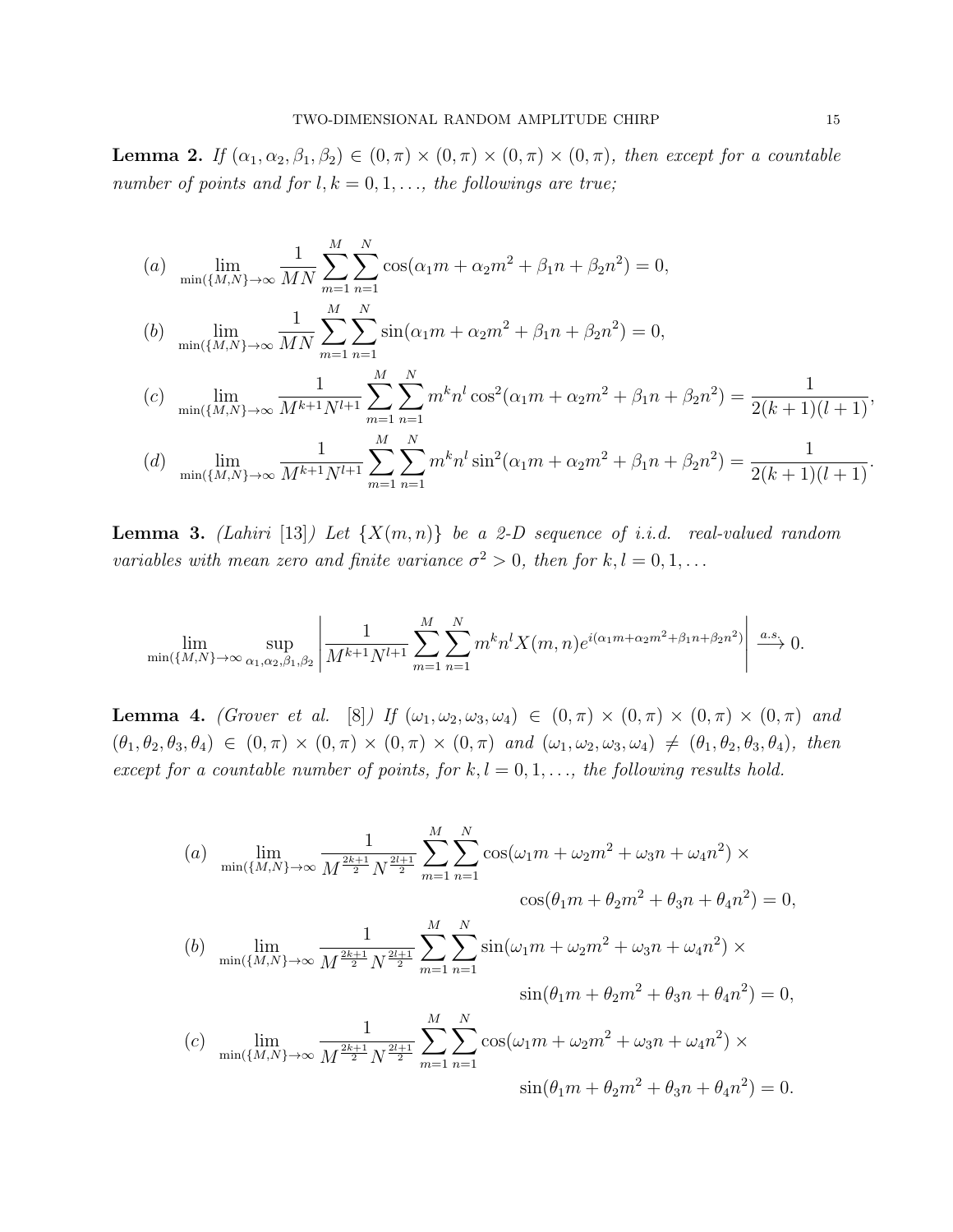**Lemma 2.** *If $(\alpha_1, \alpha_2, \beta_1, \beta_2) \in (0, \pi) \times (0, \pi) \times (0, \pi) \times (0, \pi)$, then except for a countable number of points and for $l, k = 0, 1, \ldots$, the followings are true;*

$$
\begin{aligned}
&(a) \quad \lim_{\min(\{M,N\}) \to \infty} \frac{1}{MN} \sum_{m=1}^{M} \sum_{n=1}^{N} \cos(\alpha_1 m + \alpha_2 m^2 + \beta_1 n + \beta_2 n^2) = 0, \\
&(b) \quad \lim_{\min(\{M,N\}) \to \infty} \frac{1}{MN} \sum_{m=1}^{M} \sum_{n=1}^{N} \sin(\alpha_1 m + \alpha_2 m^2 + \beta_1 n + \beta_2 n^2) = 0, \\
&(c) \quad \lim_{\min(\{M,N\}) \to \infty} \frac{1}{M^{k+1} N^{l+1}} \sum_{m=1}^{M} \sum_{n=1}^{N} m^k n^l \cos^2(\alpha_1 m + \alpha_2 m^2 + \beta_1 n + \beta_2 n^2) = \frac{1}{2(k+1)(l+1)}, \\
&(d) \quad \lim_{\min(\{M,N\}) \to \infty} \frac{1}{M^{k+1} N^{l+1}} \sum_{m=1}^{M} \sum_{n=1}^{N} m^k n^l \sin^2(\alpha_1 m + \alpha_2 m^2 + \beta_1 n + \beta_2 n^2) = \frac{1}{2(k+1)(l+1)}.
\end{aligned}
$$

**Lemma 3.** *(Lahiri [13]) Let $\{X(m, n)\}$ be a 2-D sequence of i.i.d. real-valued random variables with mean zero and finite variance $\sigma^2 > 0$, then for $k, l = 0, 1, \ldots$*

$$
\lim_{\min(\{M,N\}) \to \infty} \sup_{\alpha_1, \alpha_2, \beta_1, \beta_2} \left| \frac{1}{M^{k+1} N^{l+1}} \sum_{m=1}^{M} \sum_{n=1}^{N} m^k n^l X(m, n) e^{i(\alpha_1 m + \alpha_2 m^2 + \beta_1 n + \beta_2 n^2)} \right| \xrightarrow{a.s.} 0.
$$

**Lemma 4.** *(Grover et al. [8]) If $(\omega_1, \omega_2, \omega_3, \omega_4) \in (0, \pi) \times (0, \pi) \times (0, \pi) \times (0, \pi)$ and $(\theta_1, \theta_2, \theta_3, \theta_4) \in (0, \pi) \times (0, \pi) \times (0, \pi) \times (0, \pi)$ and $(\omega_1, \omega_2, \omega_3, \omega_4) \neq (\theta_1, \theta_2, \theta_3, \theta_4)$, then except for a countable number of points, for $k, l = 0, 1, \ldots$, the following results hold.*

$$
\begin{aligned}
&(a) \quad \lim_{\min(\{M,N\}) \to \infty} \frac{1}{M^{\frac{2k+1}{2}} N^{\frac{2l+1}{2}}} \sum_{m=1}^{M} \sum_{n=1}^{N} \cos(\omega_1 m + \omega_2 m^2 + \omega_3 n + \omega_4 n^2) \times \\
&\qquad\qquad\qquad\qquad\qquad \cos(\theta_1 m + \theta_2 m^2 + \theta_3 n + \theta_4 n^2) = 0, \\
&(b) \quad \lim_{\min(\{M,N\}) \to \infty} \frac{1}{M^{\frac{2k+1}{2}} N^{\frac{2l+1}{2}}} \sum_{m=1}^{M} \sum_{n=1}^{N} \sin(\omega_1 m + \omega_2 m^2 + \omega_3 n + \omega_4 n^2) \times \\
&\qquad\qquad\qquad\qquad\qquad \sin(\theta_1 m + \theta_2 m^2 + \theta_3 n + \theta_4 n^2) = 0, \\
&(c) \quad \lim_{\min(\{M,N\}) \to \infty} \frac{1}{M^{\frac{2k+1}{2}} N^{\frac{2l+1}{2}}} \sum_{m=1}^{M} \sum_{n=1}^{N} \cos(\omega_1 m + \omega_2 m^2 + \omega_3 n + \omega_4 n^2) \times \\
&\qquad\qquad\qquad\qquad\qquad \sin(\theta_1 m + \theta_2 m^2 + \theta_3 n + \theta_4 n^2) = 0.
\end{aligned}
$$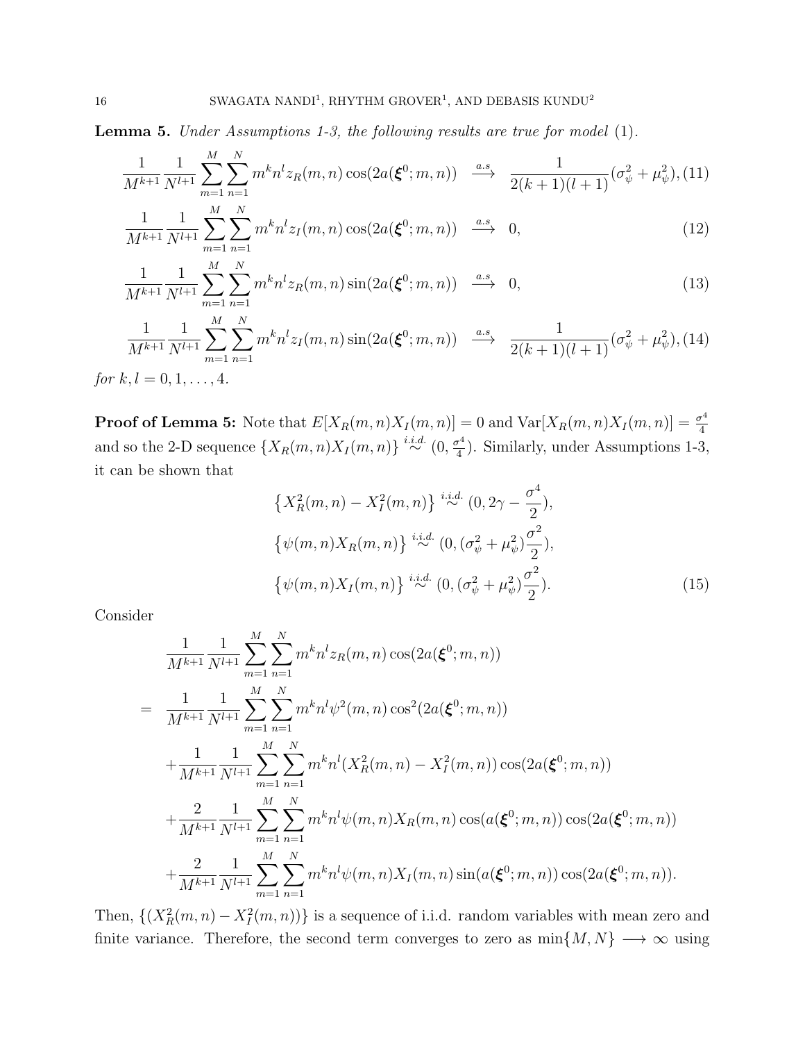**Lemma 5.** *Under Assumptions 1-3, the following results are true for model* (1).

$$\frac{1}{M^{k+1}}\frac{1}{N^{l+1}}\sum_{m=1}^{M}\sum_{n=1}^{N} m^k n^l z_R(m,n)\cos(2a(\boldsymbol{\xi}^0;m,n)) \xrightarrow{a.s} \frac{1}{2(k+1)(l+1)}(\sigma_\psi^2+\mu_\psi^2), \tag{11}$$

$$\frac{1}{M^{k+1}}\frac{1}{N^{l+1}}\sum_{m=1}^{M}\sum_{n=1}^{N} m^k n^l z_I(m,n)\cos(2a(\boldsymbol{\xi}^0;m,n)) \xrightarrow{a.s} 0, \tag{12}$$

$$\frac{1}{M^{k+1}}\frac{1}{N^{l+1}}\sum_{m=1}^{M}\sum_{n=1}^{N} m^k n^l z_R(m,n)\sin(2a(\boldsymbol{\xi}^0;m,n)) \xrightarrow{a.s} 0, \tag{13}$$

$$\frac{1}{M^{k+1}}\frac{1}{N^{l+1}}\sum_{m=1}^{M}\sum_{n=1}^{N} m^k n^l z_I(m,n)\sin(2a(\boldsymbol{\xi}^0;m,n)) \xrightarrow{a.s} \frac{1}{2(k+1)(l+1)}(\sigma_\psi^2+\mu_\psi^2), \tag{14}$$

*for* $k,l = 0,1,\ldots,4$.

**Proof of Lemma 5:** Note that $E[X_R(m,n)X_I(m,n)] = 0$ and $\text{Var}[X_R(m,n)X_I(m,n)] = \frac{\sigma^4}{4}$ and so the 2-D sequence $\{X_R(m,n)X_I(m,n)\} \overset{i.i.d.}{\sim} (0,\frac{\sigma^4}{4})$. Similarly, under Assumptions 1-3, it can be shown that

$$\begin{aligned}
&\left\{X_R^2(m,n)-X_I^2(m,n)\right\} \overset{i.i.d.}{\sim} (0, 2\gamma - \frac{\sigma^4}{2}),\\
&\left\{\psi(m,n)X_R(m,n)\right\} \overset{i.i.d.}{\sim} (0, (\sigma_\psi^2+\mu_\psi^2)\frac{\sigma^2}{2}),\\
&\left\{\psi(m,n)X_I(m,n)\right\} \overset{i.i.d.}{\sim} (0, (\sigma_\psi^2+\mu_\psi^2)\frac{\sigma^2}{2}).
\end{aligned} \tag{15}$$

Consider

$$\begin{aligned}
&\frac{1}{M^{k+1}}\frac{1}{N^{l+1}}\sum_{m=1}^{M}\sum_{n=1}^{N} m^k n^l z_R(m,n)\cos(2a(\boldsymbol{\xi}^0;m,n))\\
=\;&\frac{1}{M^{k+1}}\frac{1}{N^{l+1}}\sum_{m=1}^{M}\sum_{n=1}^{N} m^k n^l \psi^2(m,n)\cos^2(2a(\boldsymbol{\xi}^0;m,n))\\
&+\frac{1}{M^{k+1}}\frac{1}{N^{l+1}}\sum_{m=1}^{M}\sum_{n=1}^{N} m^k n^l (X_R^2(m,n)-X_I^2(m,n))\cos(2a(\boldsymbol{\xi}^0;m,n))\\
&+\frac{2}{M^{k+1}}\frac{1}{N^{l+1}}\sum_{m=1}^{M}\sum_{n=1}^{N} m^k n^l \psi(m,n)X_R(m,n)\cos(a(\boldsymbol{\xi}^0;m,n))\cos(2a(\boldsymbol{\xi}^0;m,n))\\
&+\frac{2}{M^{k+1}}\frac{1}{N^{l+1}}\sum_{m=1}^{M}\sum_{n=1}^{N} m^k n^l \psi(m,n)X_I(m,n)\sin(a(\boldsymbol{\xi}^0;m,n))\cos(2a(\boldsymbol{\xi}^0;m,n)).
\end{aligned}$$

Then, $\{(X_R^2(m,n)-X_I^2(m,n))\}$ is a sequence of i.i.d. random variables with mean zero and finite variance. Therefore, the second term converges to zero as $\min\{M,N\} \longrightarrow \infty$ using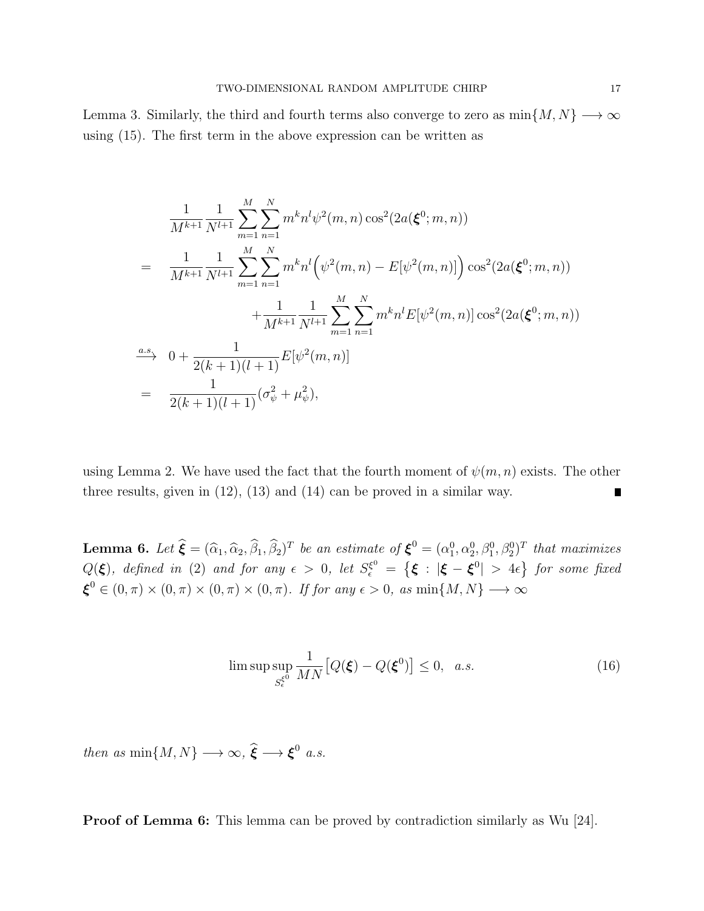Lemma 3. Similarly, the third and fourth terms also converge to zero as $\min\{M,N\} \longrightarrow \infty$ using (15). The first term in the above expression can be written as

$$
\begin{aligned}
& \frac{1}{M^{k+1}} \frac{1}{N^{l+1}} \sum_{m=1}^{M} \sum_{n=1}^{N} m^k n^l \psi^2(m,n) \cos^2(2a(\boldsymbol{\xi}^0; m,n)) \\
= \quad & \frac{1}{M^{k+1}} \frac{1}{N^{l+1}} \sum_{m=1}^{M} \sum_{n=1}^{N} m^k n^l \Big(\psi^2(m,n) - E[\psi^2(m,n)]\Big) \cos^2(2a(\boldsymbol{\xi}^0; m,n)) \\
& \qquad + \frac{1}{M^{k+1}} \frac{1}{N^{l+1}} \sum_{m=1}^{M} \sum_{n=1}^{N} m^k n^l E[\psi^2(m,n)] \cos^2(2a(\boldsymbol{\xi}^0; m,n)) \\
\xrightarrow{a.s.} \quad & 0 + \frac{1}{2(k+1)(l+1)} E[\psi^2(m,n)] \\
= \quad & \frac{1}{2(k+1)(l+1)} (\sigma_\psi^2 + \mu_\psi^2),
\end{aligned}
$$

using Lemma 2. We have used the fact that the fourth moment of $\psi(m,n)$ exists. The other three results, given in (12), (13) and (14) can be proved in a similar way. ∎

**Lemma 6.** *Let $\widehat{\boldsymbol{\xi}} = (\widehat{\alpha}_1, \widehat{\alpha}_2, \widehat{\beta}_1, \widehat{\beta}_2)^T$ be an estimate of $\boldsymbol{\xi}^0 = (\alpha_1^0, \alpha_2^0, \beta_1^0, \beta_2^0)^T$ that maximizes $Q(\boldsymbol{\xi})$, defined in (2) and for any $\epsilon > 0$, let $S_\epsilon^{\xi^0} = \{\boldsymbol{\xi} : |\boldsymbol{\xi} - \boldsymbol{\xi}^0| > 4\epsilon\}$ for some fixed $\boldsymbol{\xi}^0 \in (0,\pi) \times (0,\pi) \times (0,\pi) \times (0,\pi)$. If for any $\epsilon > 0$, as $\min\{M,N\} \longrightarrow \infty$*

$$
\limsup \sup_{S_\epsilon^{\xi^0}} \frac{1}{MN} \big[Q(\boldsymbol{\xi}) - Q(\boldsymbol{\xi}^0)\big] \le 0, \quad a.s. \tag{16}
$$

*then as $\min\{M,N\} \longrightarrow \infty$, $\widehat{\boldsymbol{\xi}} \longrightarrow \boldsymbol{\xi}^0$ a.s.*

**Proof of Lemma 6:** This lemma can be proved by contradiction similarly as Wu [24].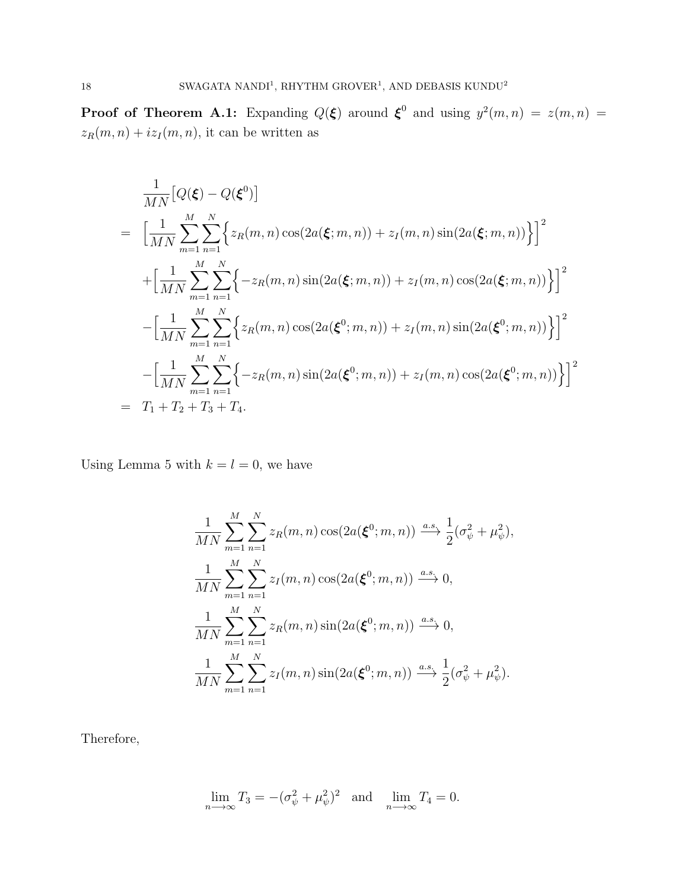**Proof of Theorem A.1:** Expanding $Q(\boldsymbol{\xi})$ around $\boldsymbol{\xi}^0$ and using $y^2(m,n) = z(m,n) = z_R(m,n) + iz_I(m,n)$, it can be written as

$$
\begin{aligned}
& \frac{1}{MN}\big[Q(\boldsymbol{\xi}) - Q(\boldsymbol{\xi}^0)\big] \\
= \; & \Big[\frac{1}{MN}\sum_{m=1}^{M}\sum_{n=1}^{N}\Big\{z_R(m,n)\cos(2a(\boldsymbol{\xi};m,n)) + z_I(m,n)\sin(2a(\boldsymbol{\xi};m,n))\Big\}\Big]^2 \\
& + \Big[\frac{1}{MN}\sum_{m=1}^{M}\sum_{n=1}^{N}\Big\{-z_R(m,n)\sin(2a(\boldsymbol{\xi};m,n)) + z_I(m,n)\cos(2a(\boldsymbol{\xi};m,n))\Big\}\Big]^2 \\
& - \Big[\frac{1}{MN}\sum_{m=1}^{M}\sum_{n=1}^{N}\Big\{z_R(m,n)\cos(2a(\boldsymbol{\xi}^0;m,n)) + z_I(m,n)\sin(2a(\boldsymbol{\xi}^0;m,n))\Big\}\Big]^2 \\
& - \Big[\frac{1}{MN}\sum_{m=1}^{M}\sum_{n=1}^{N}\Big\{-z_R(m,n)\sin(2a(\boldsymbol{\xi}^0;m,n)) + z_I(m,n)\cos(2a(\boldsymbol{\xi}^0;m,n))\Big\}\Big]^2 \\
= \; & T_1 + T_2 + T_3 + T_4.
\end{aligned}
$$

Using Lemma 5 with $k = l = 0$, we have

$$
\begin{aligned}
& \frac{1}{MN}\sum_{m=1}^{M}\sum_{n=1}^{N} z_R(m,n)\cos(2a(\boldsymbol{\xi}^0;m,n)) \xrightarrow{a.s.} \frac{1}{2}(\sigma_\psi^2 + \mu_\psi^2), \\
& \frac{1}{MN}\sum_{m=1}^{M}\sum_{n=1}^{N} z_I(m,n)\cos(2a(\boldsymbol{\xi}^0;m,n)) \xrightarrow{a.s.} 0, \\
& \frac{1}{MN}\sum_{m=1}^{M}\sum_{n=1}^{N} z_R(m,n)\sin(2a(\boldsymbol{\xi}^0;m,n)) \xrightarrow{a.s.} 0, \\
& \frac{1}{MN}\sum_{m=1}^{M}\sum_{n=1}^{N} z_I(m,n)\sin(2a(\boldsymbol{\xi}^0;m,n)) \xrightarrow{a.s.} \frac{1}{2}(\sigma_\psi^2 + \mu_\psi^2).
\end{aligned}
$$

Therefore,

$$
\lim_{n\longrightarrow\infty} T_3 = -(\sigma_\psi^2 + \mu_\psi^2)^2 \quad \text{and} \quad \lim_{n\longrightarrow\infty} T_4 = 0.
$$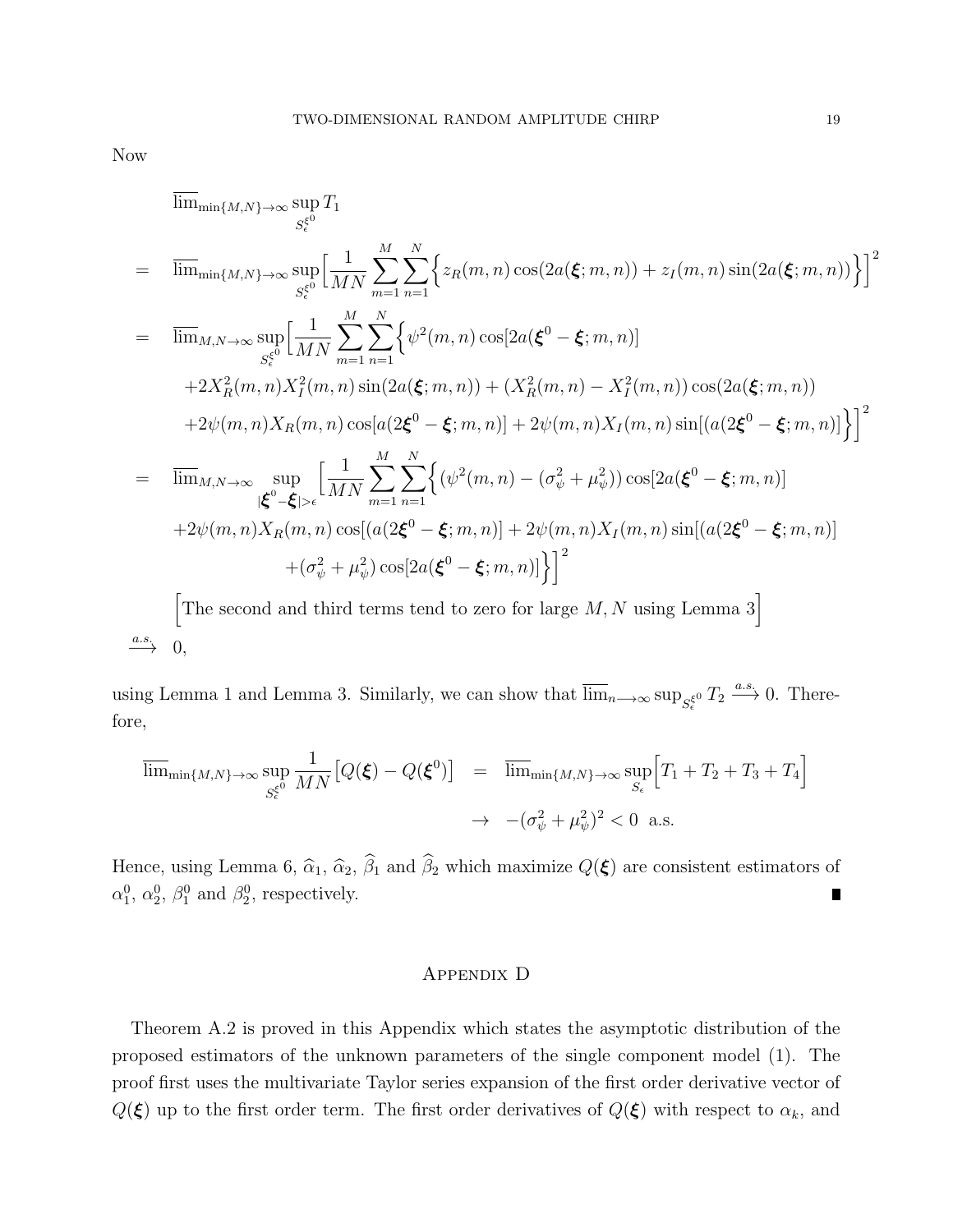Now

$$
\begin{aligned}
& \overline{\lim}_{\min\{M,N\}\to\infty} \sup_{S_\epsilon^{\xi^0}} T_1 \\
= \quad & \overline{\lim}_{\min\{M,N\}\to\infty} \sup_{S_\epsilon^{\xi^0}} \Big[\frac{1}{MN}\sum_{m=1}^{M}\sum_{n=1}^{N}\Big\{z_R(m,n)\cos(2a(\boldsymbol{\xi};m,n)) + z_I(m,n)\sin(2a(\boldsymbol{\xi};m,n))\Big\}\Big]^2 \\
= \quad & \overline{\lim}_{M,N\to\infty} \sup_{S_\epsilon^{\xi^0}} \Big[\frac{1}{MN}\sum_{m=1}^{M}\sum_{n=1}^{N}\Big\{\psi^2(m,n)\cos[2a(\boldsymbol{\xi}^0-\boldsymbol{\xi};m,n)] \\
& +2X_R^2(m,n)X_I^2(m,n)\sin(2a(\boldsymbol{\xi};m,n)) + (X_R^2(m,n)-X_I^2(m,n))\cos(2a(\boldsymbol{\xi};m,n)) \\
& +2\psi(m,n)X_R(m,n)\cos[a(2\boldsymbol{\xi}^0-\boldsymbol{\xi};m,n)] + 2\psi(m,n)X_I(m,n)\sin[(a(2\boldsymbol{\xi}^0-\boldsymbol{\xi};m,n)]\Big\}\Big]^2 \\
= \quad & \overline{\lim}_{M,N\to\infty} \sup_{|\boldsymbol{\xi}^0-\boldsymbol{\xi}|>\epsilon} \Big[\frac{1}{MN}\sum_{m=1}^{M}\sum_{n=1}^{N}\Big\{(\psi^2(m,n)-(\sigma_\psi^2+\mu_\psi^2))\cos[2a(\boldsymbol{\xi}^0-\boldsymbol{\xi};m,n)] \\
& +2\psi(m,n)X_R(m,n)\cos[(a(2\boldsymbol{\xi}^0-\boldsymbol{\xi};m,n)] + 2\psi(m,n)X_I(m,n)\sin[(a(2\boldsymbol{\xi}^0-\boldsymbol{\xi};m,n)] \\
& \qquad +(\sigma_\psi^2+\mu_\psi^2)\cos[2a(\boldsymbol{\xi}^0-\boldsymbol{\xi};m,n)]\Big\}\Big]^2 \\
& \Big[\text{The second and third terms tend to zero for large } M,N \text{ using Lemma 3}\Big] \\
\xrightarrow{a.s.} \quad & 0,
\end{aligned}
$$

using Lemma 1 and Lemma 3. Similarly, we can show that $\overline{\lim}_{n\longrightarrow\infty}\sup_{S_\epsilon^{\xi^0}} T_2 \xrightarrow{a.s.} 0$. Therefore,

$$
\begin{aligned}
\overline{\lim}_{\min\{M,N\}\to\infty} \sup_{S_\epsilon^{\xi^0}} \frac{1}{MN}\big[Q(\boldsymbol{\xi}) - Q(\boldsymbol{\xi}^0)\big] &= \overline{\lim}_{\min\{M,N\}\to\infty} \sup_{S_\epsilon}\Big[T_1+T_2+T_3+T_4\Big] \\
&\to -(\sigma_\psi^2+\mu_\psi^2)^2 < 0 \ \text{ a.s.}
\end{aligned}
$$

Hence, using Lemma 6, $\widehat{\alpha}_1$, $\widehat{\alpha}_2$, $\widehat{\beta}_1$ and $\widehat{\beta}_2$ which maximize $Q(\boldsymbol{\xi})$ are consistent estimators of $\alpha_1^0$, $\alpha_2^0$, $\beta_1^0$ and $\beta_2^0$, respectively. ∎

## Appendix D

Theorem A.2 is proved in this Appendix which states the asymptotic distribution of the proposed estimators of the unknown parameters of the single component model (1). The proof first uses the multivariate Taylor series expansion of the first order derivative vector of $Q(\boldsymbol{\xi})$ up to the first order term. The first order derivatives of $Q(\boldsymbol{\xi})$ with respect to $\alpha_k$, and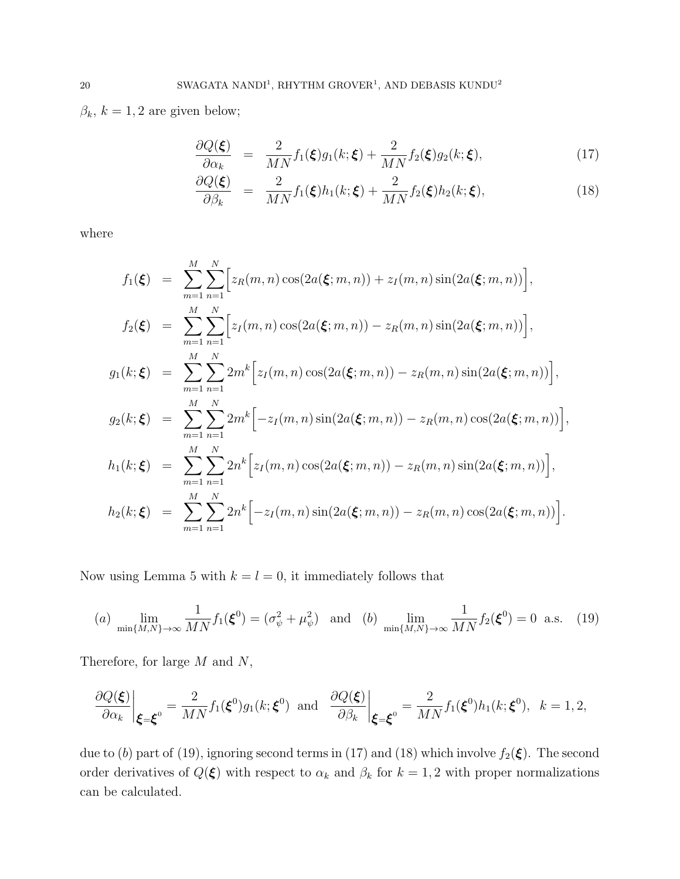$\beta_k$, $k = 1, 2$ are given below;

$$
\frac{\partial Q(\boldsymbol{\xi})}{\partial \alpha_k} = \frac{2}{MN} f_1(\boldsymbol{\xi}) g_1(k; \boldsymbol{\xi}) + \frac{2}{MN} f_2(\boldsymbol{\xi}) g_2(k; \boldsymbol{\xi}), \tag{17}
$$

$$
\frac{\partial Q(\boldsymbol{\xi})}{\partial \beta_k} = \frac{2}{MN} f_1(\boldsymbol{\xi}) h_1(k; \boldsymbol{\xi}) + \frac{2}{MN} f_2(\boldsymbol{\xi}) h_2(k; \boldsymbol{\xi}), \tag{18}
$$

where

$$
\begin{aligned}
f_1(\boldsymbol{\xi}) &= \sum_{m=1}^{M} \sum_{n=1}^{N} \Big[ z_R(m,n) \cos(2a(\boldsymbol{\xi}; m, n)) + z_I(m,n) \sin(2a(\boldsymbol{\xi}; m, n)) \Big], \\
f_2(\boldsymbol{\xi}) &= \sum_{m=1}^{M} \sum_{n=1}^{N} \Big[ z_I(m,n) \cos(2a(\boldsymbol{\xi}; m, n)) - z_R(m,n) \sin(2a(\boldsymbol{\xi}; m, n)) \Big], \\
g_1(k; \boldsymbol{\xi}) &= \sum_{m=1}^{M} \sum_{n=1}^{N} 2m^k \Big[ z_I(m,n) \cos(2a(\boldsymbol{\xi}; m, n)) - z_R(m,n) \sin(2a(\boldsymbol{\xi}; m, n)) \Big], \\
g_2(k; \boldsymbol{\xi}) &= \sum_{m=1}^{M} \sum_{n=1}^{N} 2m^k \Big[ -z_I(m,n) \sin(2a(\boldsymbol{\xi}; m, n)) - z_R(m,n) \cos(2a(\boldsymbol{\xi}; m, n)) \Big], \\
h_1(k; \boldsymbol{\xi}) &= \sum_{m=1}^{M} \sum_{n=1}^{N} 2n^k \Big[ z_I(m,n) \cos(2a(\boldsymbol{\xi}; m, n)) - z_R(m,n) \sin(2a(\boldsymbol{\xi}; m, n)) \Big], \\
h_2(k; \boldsymbol{\xi}) &= \sum_{m=1}^{M} \sum_{n=1}^{N} 2n^k \Big[ -z_I(m,n) \sin(2a(\boldsymbol{\xi}; m, n)) - z_R(m,n) \cos(2a(\boldsymbol{\xi}; m, n)) \Big].
\end{aligned}
$$

Now using Lemma 5 with $k = l = 0$, it immediately follows that

$$
(a) \lim_{\min\{M,N\} \to \infty} \frac{1}{MN} f_1(\boldsymbol{\xi}^0) = (\sigma_\psi^2 + \mu_\psi^2) \quad \text{and} \quad (b) \lim_{\min\{M,N\} \to \infty} \frac{1}{MN} f_2(\boldsymbol{\xi}^0) = 0 \text{ a.s.} \tag{19}
$$

Therefore, for large $M$ and $N$,

$$
\left. \frac{\partial Q(\boldsymbol{\xi})}{\partial \alpha_k} \right|_{\boldsymbol{\xi} = \boldsymbol{\xi}^0} = \frac{2}{MN} f_1(\boldsymbol{\xi}^0) g_1(k; \boldsymbol{\xi}^0) \text{ and } \left. \frac{\partial Q(\boldsymbol{\xi})}{\partial \beta_k} \right|_{\boldsymbol{\xi} = \boldsymbol{\xi}^0} = \frac{2}{MN} f_1(\boldsymbol{\xi}^0) h_1(k; \boldsymbol{\xi}^0), \quad k = 1, 2,
$$

due to $(b)$ part of (19), ignoring second terms in (17) and (18) which involve $f_2(\boldsymbol{\xi})$. The second order derivatives of $Q(\boldsymbol{\xi})$ with respect to $\alpha_k$ and $\beta_k$ for $k = 1, 2$ with proper normalizations can be calculated.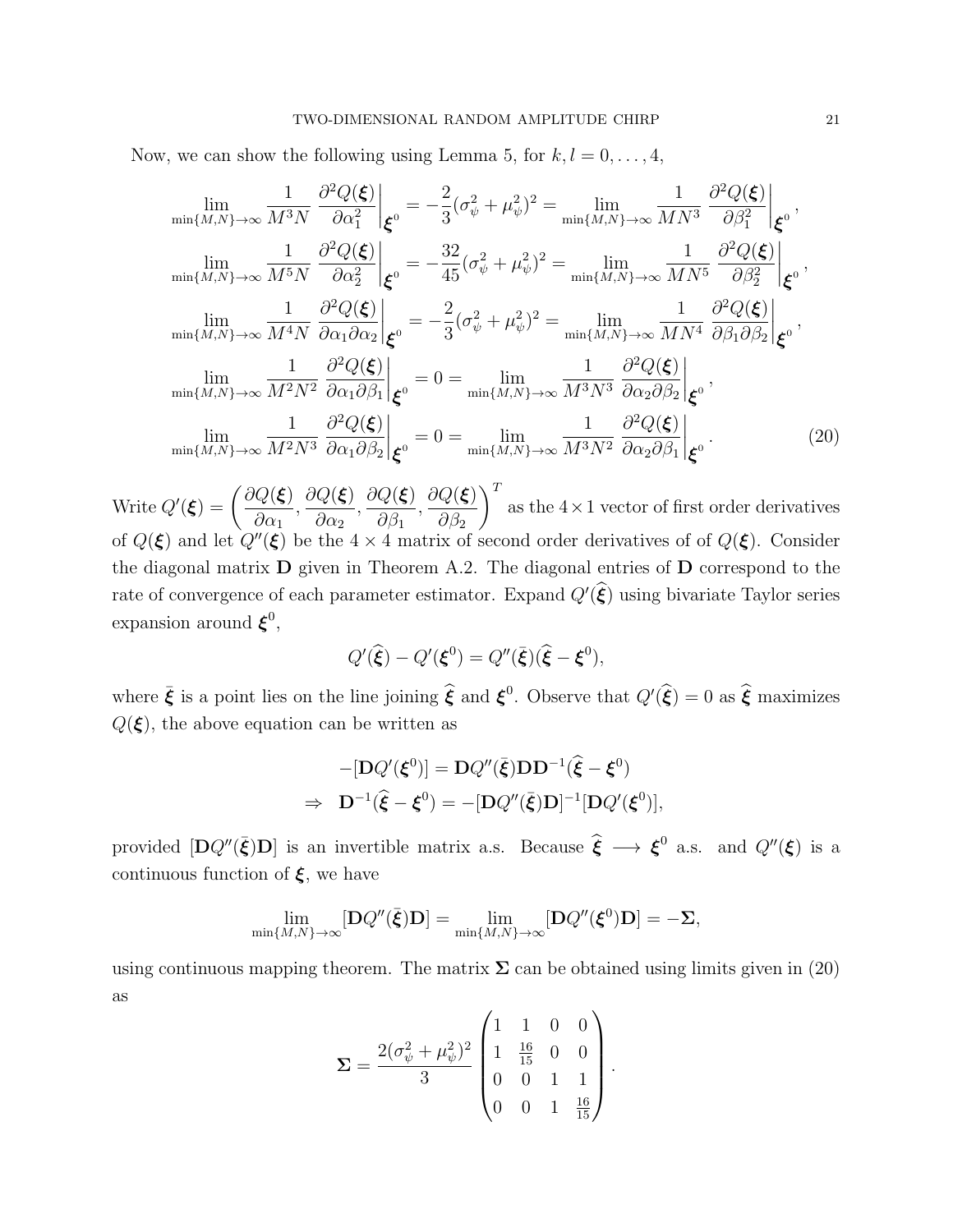Now, we can show the following using Lemma 5, for $k, l = 0, \ldots, 4$,

$$
\begin{aligned}
\lim_{\min\{M,N\}\to\infty} \frac{1}{M^3 N} \left.\frac{\partial^2 Q(\boldsymbol{\xi})}{\partial \alpha_1^2}\right|_{\boldsymbol{\xi}^0} &= -\frac{2}{3}(\sigma_\psi^2 + \mu_\psi^2)^2 = \lim_{\min\{M,N\}\to\infty} \frac{1}{M N^3} \left.\frac{\partial^2 Q(\boldsymbol{\xi})}{\partial \beta_1^2}\right|_{\boldsymbol{\xi}^0}, \\
\lim_{\min\{M,N\}\to\infty} \frac{1}{M^5 N} \left.\frac{\partial^2 Q(\boldsymbol{\xi})}{\partial \alpha_2^2}\right|_{\boldsymbol{\xi}^0} &= -\frac{32}{45}(\sigma_\psi^2 + \mu_\psi^2)^2 = \lim_{\min\{M,N\}\to\infty} \frac{1}{M N^5} \left.\frac{\partial^2 Q(\boldsymbol{\xi})}{\partial \beta_2^2}\right|_{\boldsymbol{\xi}^0}, \\
\lim_{\min\{M,N\}\to\infty} \frac{1}{M^4 N} \left.\frac{\partial^2 Q(\boldsymbol{\xi})}{\partial \alpha_1 \partial \alpha_2}\right|_{\boldsymbol{\xi}^0} &= -\frac{2}{3}(\sigma_\psi^2 + \mu_\psi^2)^2 = \lim_{\min\{M,N\}\to\infty} \frac{1}{M N^4} \left.\frac{\partial^2 Q(\boldsymbol{\xi})}{\partial \beta_1 \partial \beta_2}\right|_{\boldsymbol{\xi}^0}, \\
\lim_{\min\{M,N\}\to\infty} \frac{1}{M^2 N^2} \left.\frac{\partial^2 Q(\boldsymbol{\xi})}{\partial \alpha_1 \partial \beta_1}\right|_{\boldsymbol{\xi}^0} &= 0 = \lim_{\min\{M,N\}\to\infty} \frac{1}{M^3 N^3} \left.\frac{\partial^2 Q(\boldsymbol{\xi})}{\partial \alpha_2 \partial \beta_2}\right|_{\boldsymbol{\xi}^0}, \\
\lim_{\min\{M,N\}\to\infty} \frac{1}{M^2 N^3} \left.\frac{\partial^2 Q(\boldsymbol{\xi})}{\partial \alpha_1 \partial \beta_2}\right|_{\boldsymbol{\xi}^0} &= 0 = \lim_{\min\{M,N\}\to\infty} \frac{1}{M^3 N^2} \left.\frac{\partial^2 Q(\boldsymbol{\xi})}{\partial \alpha_2 \partial \beta_1}\right|_{\boldsymbol{\xi}^0}.
\end{aligned} \tag{20}
$$

Write $Q'(\boldsymbol{\xi}) = \left(\frac{\partial Q(\boldsymbol{\xi})}{\partial \alpha_1}, \frac{\partial Q(\boldsymbol{\xi})}{\partial \alpha_2}, \frac{\partial Q(\boldsymbol{\xi})}{\partial \beta_1}, \frac{\partial Q(\boldsymbol{\xi})}{\partial \beta_2}\right)^T$ as the $4\times 1$ vector of first order derivatives of $Q(\boldsymbol{\xi})$ and let $Q''(\boldsymbol{\xi})$ be the $4 \times 4$ matrix of second order derivatives of of $Q(\boldsymbol{\xi})$. Consider the diagonal matrix $\mathbf{D}$ given in Theorem A.2. The diagonal entries of $\mathbf{D}$ correspond to the rate of convergence of each parameter estimator. Expand $Q'(\widehat{\boldsymbol{\xi}})$ using bivariate Taylor series expansion around $\boldsymbol{\xi}^0$,

$$
Q'(\widehat{\boldsymbol{\xi}}) - Q'(\boldsymbol{\xi}^0) = Q''(\bar{\boldsymbol{\xi}})(\widehat{\boldsymbol{\xi}} - \boldsymbol{\xi}^0),
$$

where $\bar{\boldsymbol{\xi}}$ is a point lies on the line joining $\widehat{\boldsymbol{\xi}}$ and $\boldsymbol{\xi}^0$. Observe that $Q'(\widehat{\boldsymbol{\xi}}) = 0$ as $\widehat{\boldsymbol{\xi}}$ maximizes $Q(\boldsymbol{\xi})$, the above equation can be written as

$$
\begin{aligned}
&-[\mathbf{D}Q'(\boldsymbol{\xi}^0)] = \mathbf{D}Q''(\bar{\boldsymbol{\xi}})\mathbf{D}\mathbf{D}^{-1}(\widehat{\boldsymbol{\xi}} - \boldsymbol{\xi}^0) \\
\Rightarrow\;\; &\mathbf{D}^{-1}(\widehat{\boldsymbol{\xi}} - \boldsymbol{\xi}^0) = -[\mathbf{D}Q''(\bar{\boldsymbol{\xi}})\mathbf{D}]^{-1}[\mathbf{D}Q'(\boldsymbol{\xi}^0)],
\end{aligned}
$$

provided $[\mathbf{D}Q''(\bar{\boldsymbol{\xi}})\mathbf{D}]$ is an invertible matrix a.s. Because $\widehat{\boldsymbol{\xi}} \longrightarrow \boldsymbol{\xi}^0$ a.s. and $Q''(\boldsymbol{\xi})$ is a continuous function of $\boldsymbol{\xi}$, we have

$$
\lim_{\min\{M,N\}\to\infty} [\mathbf{D}Q''(\bar{\boldsymbol{\xi}})\mathbf{D}] = \lim_{\min\{M,N\}\to\infty} [\mathbf{D}Q''(\boldsymbol{\xi}^0)\mathbf{D}] = -\boldsymbol{\Sigma},
$$

using continuous mapping theorem. The matrix $\boldsymbol{\Sigma}$ can be obtained using limits given in (20) as

$$
\boldsymbol{\Sigma} = \frac{2(\sigma_\psi^2 + \mu_\psi^2)^2}{3} \begin{pmatrix} 1 & 1 & 0 & 0 \\ 1 & \frac{16}{15} & 0 & 0 \\ 0 & 0 & 1 & 1 \\ 0 & 0 & 1 & \frac{16}{15} \end{pmatrix}.
$$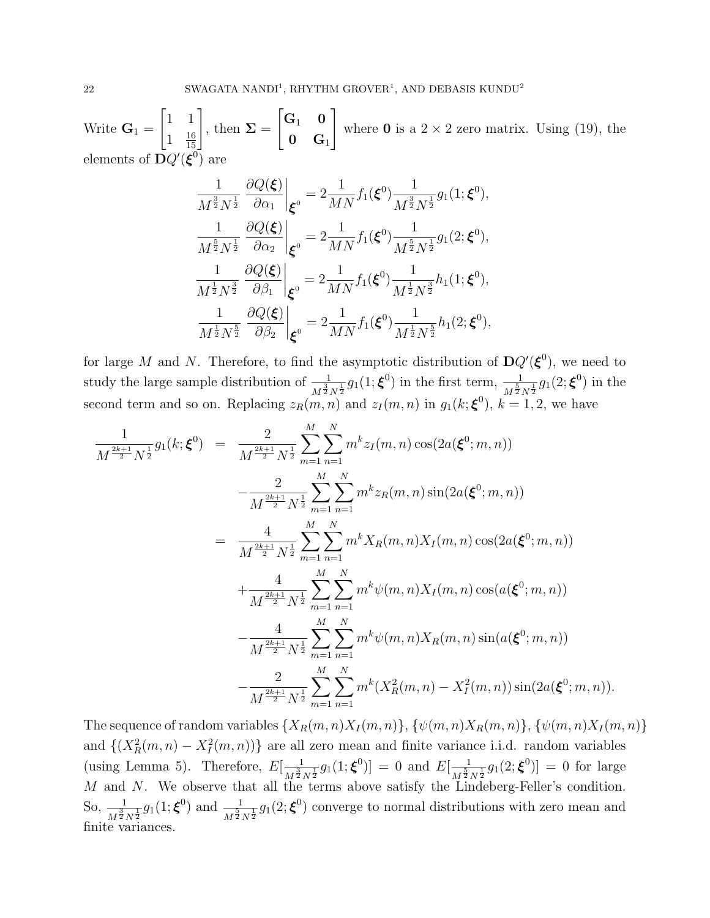Write $\mathbf{G}_1 = \begin{bmatrix} 1 & 1 \\ 1 & \frac{16}{15} \end{bmatrix}$, then $\mathbf{\Sigma} = \begin{bmatrix} \mathbf{G}_1 & \mathbf{0} \\ \mathbf{0} & \mathbf{G}_1 \end{bmatrix}$ where $\mathbf{0}$ is a $2 \times 2$ zero matrix. Using (19), the elements of $\mathbf{D}Q'(\boldsymbol{\xi}^0)$ are

$$
\begin{aligned}
\frac{1}{M^{\frac{3}{2}}N^{\frac{1}{2}}} \left.\frac{\partial Q(\boldsymbol{\xi})}{\partial \alpha_1}\right|_{\boldsymbol{\xi}^0} &= 2\frac{1}{MN} f_1(\boldsymbol{\xi}^0) \frac{1}{M^{\frac{3}{2}}N^{\frac{1}{2}}} g_1(1;\boldsymbol{\xi}^0), \\
\frac{1}{M^{\frac{5}{2}}N^{\frac{1}{2}}} \left.\frac{\partial Q(\boldsymbol{\xi})}{\partial \alpha_2}\right|_{\boldsymbol{\xi}^0} &= 2\frac{1}{MN} f_1(\boldsymbol{\xi}^0) \frac{1}{M^{\frac{5}{2}}N^{\frac{1}{2}}} g_1(2;\boldsymbol{\xi}^0), \\
\frac{1}{M^{\frac{1}{2}}N^{\frac{3}{2}}} \left.\frac{\partial Q(\boldsymbol{\xi})}{\partial \beta_1}\right|_{\boldsymbol{\xi}^0} &= 2\frac{1}{MN} f_1(\boldsymbol{\xi}^0) \frac{1}{M^{\frac{1}{2}}N^{\frac{3}{2}}} h_1(1;\boldsymbol{\xi}^0), \\
\frac{1}{M^{\frac{1}{2}}N^{\frac{5}{2}}} \left.\frac{\partial Q(\boldsymbol{\xi})}{\partial \beta_2}\right|_{\boldsymbol{\xi}^0} &= 2\frac{1}{MN} f_1(\boldsymbol{\xi}^0) \frac{1}{M^{\frac{1}{2}}N^{\frac{5}{2}}} h_1(2;\boldsymbol{\xi}^0),
\end{aligned}
$$

for large $M$ and $N$. Therefore, to find the asymptotic distribution of $\mathbf{D}Q'(\boldsymbol{\xi}^0)$, we need to study the large sample distribution of $\frac{1}{M^{\frac{3}{2}}N^{\frac{1}{2}}} g_1(1;\boldsymbol{\xi}^0)$ in the first term, $\frac{1}{M^{\frac{5}{2}}N^{\frac{1}{2}}} g_1(2;\boldsymbol{\xi}^0)$ in the second term and so on. Replacing $z_R(m,n)$ and $z_I(m,n)$ in $g_1(k;\boldsymbol{\xi}^0)$, $k = 1, 2$, we have

$$
\begin{aligned}
\frac{1}{M^{\frac{2k+1}{2}}N^{\frac{1}{2}}} g_1(k;\boldsymbol{\xi}^0) &= \frac{2}{M^{\frac{2k+1}{2}}N^{\frac{1}{2}}} \sum_{m=1}^{M}\sum_{n=1}^{N} m^k z_I(m,n) \cos(2a(\boldsymbol{\xi}^0;m,n)) \\
&\quad - \frac{2}{M^{\frac{2k+1}{2}}N^{\frac{1}{2}}} \sum_{m=1}^{M}\sum_{n=1}^{N} m^k z_R(m,n) \sin(2a(\boldsymbol{\xi}^0;m,n)) \\
&= \frac{4}{M^{\frac{2k+1}{2}}N^{\frac{1}{2}}} \sum_{m=1}^{M}\sum_{n=1}^{N} m^k X_R(m,n) X_I(m,n) \cos(2a(\boldsymbol{\xi}^0;m,n)) \\
&\quad + \frac{4}{M^{\frac{2k+1}{2}}N^{\frac{1}{2}}} \sum_{m=1}^{M}\sum_{n=1}^{N} m^k \psi(m,n) X_I(m,n) \cos(a(\boldsymbol{\xi}^0;m,n)) \\
&\quad - \frac{4}{M^{\frac{2k+1}{2}}N^{\frac{1}{2}}} \sum_{m=1}^{M}\sum_{n=1}^{N} m^k \psi(m,n) X_R(m,n) \sin(a(\boldsymbol{\xi}^0;m,n)) \\
&\quad - \frac{2}{M^{\frac{2k+1}{2}}N^{\frac{1}{2}}} \sum_{m=1}^{M}\sum_{n=1}^{N} m^k (X_R^2(m,n) - X_I^2(m,n)) \sin(2a(\boldsymbol{\xi}^0;m,n)).
\end{aligned}
$$

The sequence of random variables $\{X_R(m,n)X_I(m,n)\}$, $\{\psi(m,n)X_R(m,n)\}$, $\{\psi(m,n)X_I(m,n)\}$ and $\{(X_R^2(m,n) - X_I^2(m,n))\}$ are all zero mean and finite variance i.i.d. random variables (using Lemma 5). Therefore, $E[\frac{1}{M^{\frac{3}{2}}N^{\frac{1}{2}}} g_1(1;\boldsymbol{\xi}^0)] = 0$ and $E[\frac{1}{M^{\frac{5}{2}}N^{\frac{1}{2}}} g_1(2;\boldsymbol{\xi}^0)] = 0$ for large $M$ and $N$. We observe that all the terms above satisfy the Lindeberg-Feller's condition. So, $\frac{1}{M^{\frac{3}{2}}N^{\frac{1}{2}}} g_1(1;\boldsymbol{\xi}^0)$ and $\frac{1}{M^{\frac{5}{2}}N^{\frac{1}{2}}} g_1(2;\boldsymbol{\xi}^0)$ converge to normal distributions with zero mean and finite variances.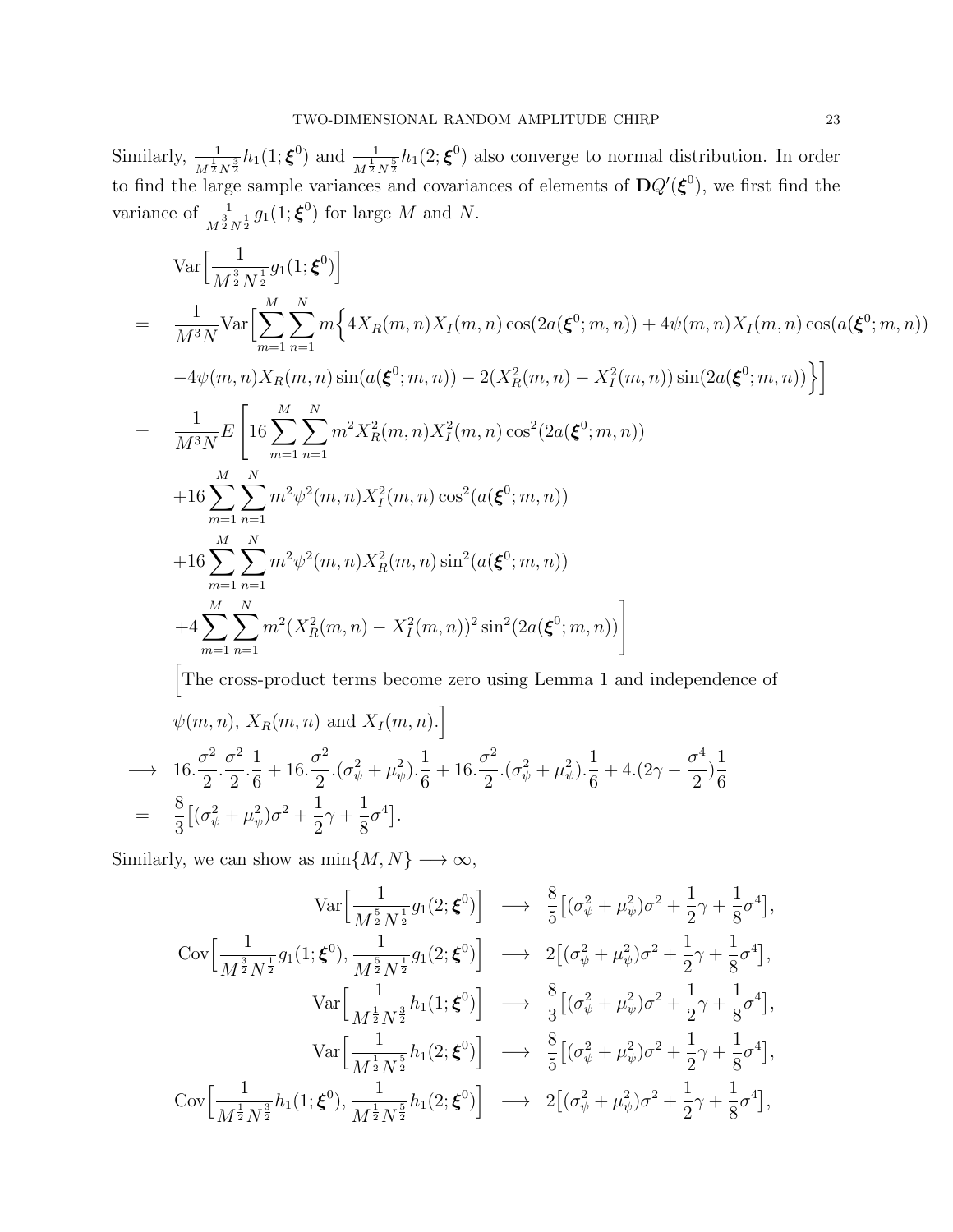Similarly, $\frac{1}{M^{\frac{1}{2}}N^{\frac{3}{2}}}h_1(1;\boldsymbol{\xi}^0)$ and $\frac{1}{M^{\frac{1}{2}}N^{\frac{5}{2}}}h_1(2;\boldsymbol{\xi}^0)$ also converge to normal distribution. In order to find the large sample variances and covariances of elements of $\mathbf{D}Q'(\boldsymbol{\xi}^0)$, we first find the variance of $\frac{1}{M^{\frac{3}{2}}N^{\frac{1}{2}}}g_1(1;\boldsymbol{\xi}^0)$ for large $M$ and $N$.

$$
\begin{aligned}
&\mathrm{Var}\Big[\frac{1}{M^{\frac{3}{2}}N^{\frac{1}{2}}}g_1(1;\boldsymbol{\xi}^0)\Big] \\
= \quad & \frac{1}{M^3N}\mathrm{Var}\Big[\sum_{m=1}^{M}\sum_{n=1}^{N} m\Big\{4X_R(m,n)X_I(m,n)\cos(2a(\boldsymbol{\xi}^0;m,n)) + 4\psi(m,n)X_I(m,n)\cos(a(\boldsymbol{\xi}^0;m,n)) \\
& -4\psi(m,n)X_R(m,n)\sin(a(\boldsymbol{\xi}^0;m,n)) - 2(X_R^2(m,n)-X_I^2(m,n))\sin(2a(\boldsymbol{\xi}^0;m,n))\Big\}\Big] \\
= \quad & \frac{1}{M^3N}E\Bigg[16\sum_{m=1}^{M}\sum_{n=1}^{N} m^2X_R^2(m,n)X_I^2(m,n)\cos^2(2a(\boldsymbol{\xi}^0;m,n)) \\
& +16\sum_{m=1}^{M}\sum_{n=1}^{N} m^2\psi^2(m,n)X_I^2(m,n)\cos^2(a(\boldsymbol{\xi}^0;m,n)) \\
& +16\sum_{m=1}^{M}\sum_{n=1}^{N} m^2\psi^2(m,n)X_R^2(m,n)\sin^2(a(\boldsymbol{\xi}^0;m,n)) \\
& +4\sum_{m=1}^{M}\sum_{n=1}^{N} m^2(X_R^2(m,n)-X_I^2(m,n))^2\sin^2(2a(\boldsymbol{\xi}^0;m,n))\Bigg] \\
& \Big[\text{The cross-product terms become zero using Lemma 1 and independence of} \\
& \psi(m,n),\, X_R(m,n) \text{ and } X_I(m,n).\Big] \\
\longrightarrow \quad & 16.\frac{\sigma^2}{2}.\frac{\sigma^2}{2}.\frac{1}{6} + 16.\frac{\sigma^2}{2}.(\sigma_\psi^2+\mu_\psi^2).\frac{1}{6} + 16.\frac{\sigma^2}{2}.(\sigma_\psi^2+\mu_\psi^2).\frac{1}{6} + 4.(2\gamma - \frac{\sigma^4}{2})\frac{1}{6} \\
= \quad & \frac{8}{3}\big[(\sigma_\psi^2+\mu_\psi^2)\sigma^2 + \frac{1}{2}\gamma + \frac{1}{8}\sigma^4\big].
\end{aligned}
$$

Similarly, we can show as $\min\{M,N\} \longrightarrow \infty$,

$$
\begin{aligned}
\mathrm{Var}\Big[\frac{1}{M^{\frac{5}{2}}N^{\frac{1}{2}}}g_1(2;\boldsymbol{\xi}^0)\Big] &\longrightarrow \frac{8}{5}\big[(\sigma_\psi^2+\mu_\psi^2)\sigma^2 + \frac{1}{2}\gamma + \frac{1}{8}\sigma^4\big], \\
\mathrm{Cov}\Big[\frac{1}{M^{\frac{3}{2}}N^{\frac{1}{2}}}g_1(1;\boldsymbol{\xi}^0), \frac{1}{M^{\frac{5}{2}}N^{\frac{1}{2}}}g_1(2;\boldsymbol{\xi}^0)\Big] &\longrightarrow 2\big[(\sigma_\psi^2+\mu_\psi^2)\sigma^2 + \frac{1}{2}\gamma + \frac{1}{8}\sigma^4\big], \\
\mathrm{Var}\Big[\frac{1}{M^{\frac{1}{2}}N^{\frac{3}{2}}}h_1(1;\boldsymbol{\xi}^0)\Big] &\longrightarrow \frac{8}{3}\big[(\sigma_\psi^2+\mu_\psi^2)\sigma^2 + \frac{1}{2}\gamma + \frac{1}{8}\sigma^4\big], \\
\mathrm{Var}\Big[\frac{1}{M^{\frac{1}{2}}N^{\frac{5}{2}}}h_1(2;\boldsymbol{\xi}^0)\Big] &\longrightarrow \frac{8}{5}\big[(\sigma_\psi^2+\mu_\psi^2)\sigma^2 + \frac{1}{2}\gamma + \frac{1}{8}\sigma^4\big], \\
\mathrm{Cov}\Big[\frac{1}{M^{\frac{1}{2}}N^{\frac{3}{2}}}h_1(1;\boldsymbol{\xi}^0), \frac{1}{M^{\frac{1}{2}}N^{\frac{5}{2}}}h_1(2;\boldsymbol{\xi}^0)\Big] &\longrightarrow 2\big[(\sigma_\psi^2+\mu_\psi^2)\sigma^2 + \frac{1}{2}\gamma + \frac{1}{8}\sigma^4\big],
\end{aligned}
$$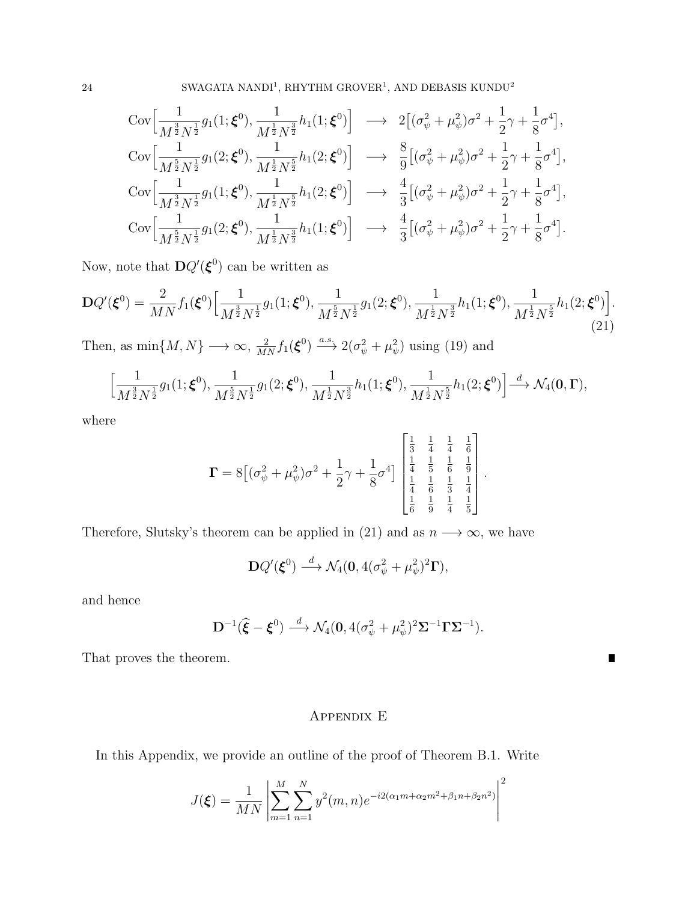$$
\begin{aligned}
\operatorname{Cov}\Big[\frac{1}{M^{\frac{3}{2}}N^{\frac{1}{2}}}g_1(1;\boldsymbol{\xi}^0), \frac{1}{M^{\frac{1}{2}}N^{\frac{3}{2}}}h_1(1;\boldsymbol{\xi}^0)\Big] &\longrightarrow 2\big[(\sigma_\psi^2+\mu_\psi^2)\sigma^2+\frac{1}{2}\gamma+\frac{1}{8}\sigma^4\big],\\
\operatorname{Cov}\Big[\frac{1}{M^{\frac{5}{2}}N^{\frac{1}{2}}}g_1(2;\boldsymbol{\xi}^0), \frac{1}{M^{\frac{1}{2}}N^{\frac{5}{2}}}h_1(2;\boldsymbol{\xi}^0)\Big] &\longrightarrow \frac{8}{9}\big[(\sigma_\psi^2+\mu_\psi^2)\sigma^2+\frac{1}{2}\gamma+\frac{1}{8}\sigma^4\big],\\
\operatorname{Cov}\Big[\frac{1}{M^{\frac{3}{2}}N^{\frac{1}{2}}}g_1(1;\boldsymbol{\xi}^0), \frac{1}{M^{\frac{1}{2}}N^{\frac{5}{2}}}h_1(2;\boldsymbol{\xi}^0)\Big] &\longrightarrow \frac{4}{3}\big[(\sigma_\psi^2+\mu_\psi^2)\sigma^2+\frac{1}{2}\gamma+\frac{1}{8}\sigma^4\big],\\
\operatorname{Cov}\Big[\frac{1}{M^{\frac{5}{2}}N^{\frac{1}{2}}}g_1(2;\boldsymbol{\xi}^0), \frac{1}{M^{\frac{1}{2}}N^{\frac{3}{2}}}h_1(1;\boldsymbol{\xi}^0)\Big] &\longrightarrow \frac{4}{3}\big[(\sigma_\psi^2+\mu_\psi^2)\sigma^2+\frac{1}{2}\gamma+\frac{1}{8}\sigma^4\big].
\end{aligned}
$$

Now, note that $\mathbf{D}Q'(\boldsymbol{\xi}^0)$ can be written as

$$
\mathbf{D}Q'(\boldsymbol{\xi}^0) = \frac{2}{MN}f_1(\boldsymbol{\xi}^0)\Big[\frac{1}{M^{\frac{3}{2}}N^{\frac{1}{2}}}g_1(1;\boldsymbol{\xi}^0), \frac{1}{M^{\frac{5}{2}}N^{\frac{1}{2}}}g_1(2;\boldsymbol{\xi}^0), \frac{1}{M^{\frac{1}{2}}N^{\frac{3}{2}}}h_1(1;\boldsymbol{\xi}^0), \frac{1}{M^{\frac{1}{2}}N^{\frac{5}{2}}}h_1(2;\boldsymbol{\xi}^0)\Big]. \tag{21}
$$

Then, as $\min\{M,N\}\longrightarrow\infty$, $\frac{2}{MN}f_1(\boldsymbol{\xi}^0)\xrightarrow{a.s.}2(\sigma_\psi^2+\mu_\psi^2)$ using (19) and

$$
\Big[\frac{1}{M^{\frac{3}{2}}N^{\frac{1}{2}}}g_1(1;\boldsymbol{\xi}^0), \frac{1}{M^{\frac{5}{2}}N^{\frac{1}{2}}}g_1(2;\boldsymbol{\xi}^0), \frac{1}{M^{\frac{1}{2}}N^{\frac{3}{2}}}h_1(1;\boldsymbol{\xi}^0), \frac{1}{M^{\frac{1}{2}}N^{\frac{5}{2}}}h_1(2;\boldsymbol{\xi}^0)\Big]\xrightarrow{d}\mathcal{N}_4(\mathbf{0},\boldsymbol{\Gamma}),
$$

where

$$
\boldsymbol{\Gamma} = 8\big[(\sigma_\psi^2+\mu_\psi^2)\sigma^2+\frac{1}{2}\gamma+\frac{1}{8}\sigma^4\big]\begin{bmatrix}\frac{1}{3} & \frac{1}{4} & \frac{1}{4} & \frac{1}{6}\\ \frac{1}{4} & \frac{1}{5} & \frac{1}{6} & \frac{1}{9}\\ \frac{1}{4} & \frac{1}{6} & \frac{1}{3} & \frac{1}{4}\\ \frac{1}{6} & \frac{1}{9} & \frac{1}{4} & \frac{1}{5}\end{bmatrix}.
$$

Therefore, Slutsky's theorem can be applied in (21) and as $n\longrightarrow\infty$, we have

$$
\mathbf{D}Q'(\boldsymbol{\xi}^0)\xrightarrow{d}\mathcal{N}_4(\mathbf{0}, 4(\sigma_\psi^2+\mu_\psi^2)^2\boldsymbol{\Gamma}),
$$

and hence

$$
\mathbf{D}^{-1}(\widehat{\boldsymbol{\xi}}-\boldsymbol{\xi}^0)\xrightarrow{d}\mathcal{N}_4(\mathbf{0}, 4(\sigma_\psi^2+\mu_\psi^2)^2\boldsymbol{\Sigma}^{-1}\boldsymbol{\Gamma}\boldsymbol{\Sigma}^{-1}).
$$

That proves the theorem. ∎

## Appendix E

In this Appendix, we provide an outline of the proof of Theorem B.1. Write

$$
J(\boldsymbol{\xi}) = \frac{1}{MN}\left|\sum_{m=1}^{M}\sum_{n=1}^{N}y^2(m,n)e^{-i2(\alpha_1 m+\alpha_2 m^2+\beta_1 n+\beta_2 n^2)}\right|^2
$$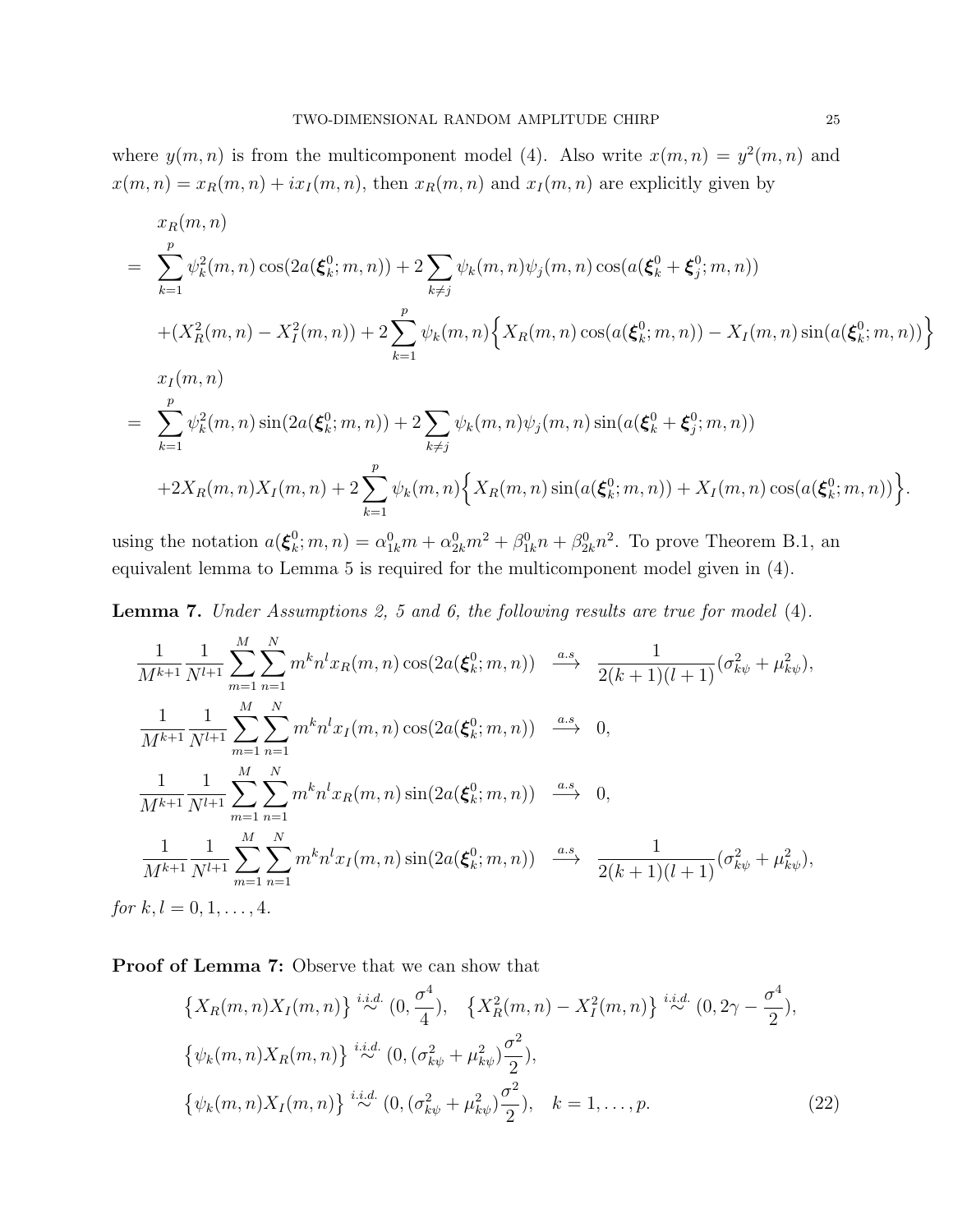where $y(m,n)$ is from the multicomponent model (4). Also write $x(m,n) = y^2(m,n)$ and $x(m,n) = x_R(m,n) + ix_I(m,n)$, then $x_R(m,n)$ and $x_I(m,n)$ are explicitly given by

$$
\begin{aligned}
& x_R(m,n) \\
= & \sum_{k=1}^{p} \psi_k^2(m,n)\cos(2a(\boldsymbol{\xi}_k^0;m,n)) + 2\sum_{k\neq j}\psi_k(m,n)\psi_j(m,n)\cos(a(\boldsymbol{\xi}_k^0+\boldsymbol{\xi}_j^0;m,n)) \\
& + (X_R^2(m,n) - X_I^2(m,n)) + 2\sum_{k=1}^{p}\psi_k(m,n)\Big\{X_R(m,n)\cos(a(\boldsymbol{\xi}_k^0;m,n)) - X_I(m,n)\sin(a(\boldsymbol{\xi}_k^0;m,n))\Big\} \\
& x_I(m,n) \\
= & \sum_{k=1}^{p} \psi_k^2(m,n)\sin(2a(\boldsymbol{\xi}_k^0;m,n)) + 2\sum_{k\neq j}\psi_k(m,n)\psi_j(m,n)\sin(a(\boldsymbol{\xi}_k^0+\boldsymbol{\xi}_j^0;m,n)) \\
& + 2X_R(m,n)X_I(m,n) + 2\sum_{k=1}^{p}\psi_k(m,n)\Big\{X_R(m,n)\sin(a(\boldsymbol{\xi}_k^0;m,n)) + X_I(m,n)\cos(a(\boldsymbol{\xi}_k^0;m,n))\Big\}.
\end{aligned}
$$

using the notation $a(\boldsymbol{\xi}_k^0;m,n) = \alpha_{1k}^0 m + \alpha_{2k}^0 m^2 + \beta_{1k}^0 n + \beta_{2k}^0 n^2$. To prove Theorem B.1, an equivalent lemma to Lemma 5 is required for the multicomponent model given in (4).

**Lemma 7.** *Under Assumptions 2, 5 and 6, the following results are true for model* (4).

$$
\begin{aligned}
\frac{1}{M^{k+1}}\frac{1}{N^{l+1}}\sum_{m=1}^{M}\sum_{n=1}^{N} m^k n^l x_R(m,n)\cos(2a(\boldsymbol{\xi}_k^0;m,n)) &\xrightarrow{a.s} \frac{1}{2(k+1)(l+1)}(\sigma_{k\psi}^2 + \mu_{k\psi}^2), \\
\frac{1}{M^{k+1}}\frac{1}{N^{l+1}}\sum_{m=1}^{M}\sum_{n=1}^{N} m^k n^l x_I(m,n)\cos(2a(\boldsymbol{\xi}_k^0;m,n)) &\xrightarrow{a.s} 0, \\
\frac{1}{M^{k+1}}\frac{1}{N^{l+1}}\sum_{m=1}^{M}\sum_{n=1}^{N} m^k n^l x_R(m,n)\sin(2a(\boldsymbol{\xi}_k^0;m,n)) &\xrightarrow{a.s} 0, \\
\frac{1}{M^{k+1}}\frac{1}{N^{l+1}}\sum_{m=1}^{M}\sum_{n=1}^{N} m^k n^l x_I(m,n)\sin(2a(\boldsymbol{\xi}_k^0;m,n)) &\xrightarrow{a.s} \frac{1}{2(k+1)(l+1)}(\sigma_{k\psi}^2 + \mu_{k\psi}^2),
\end{aligned}
$$

*for* $k, l = 0, 1, \ldots, 4$.

**Proof of Lemma 7:** Observe that we can show that

$$
\begin{aligned}
& \big\{X_R(m,n)X_I(m,n)\big\} \stackrel{i.i.d.}{\sim} (0, \frac{\sigma^4}{4}), \quad \big\{X_R^2(m,n) - X_I^2(m,n)\big\} \stackrel{i.i.d.}{\sim} (0, 2\gamma - \frac{\sigma^4}{2}), \\
& \big\{\psi_k(m,n)X_R(m,n)\big\} \stackrel{i.i.d.}{\sim} (0, (\sigma_{k\psi}^2 + \mu_{k\psi}^2)\frac{\sigma^2}{2}), \\
& \big\{\psi_k(m,n)X_I(m,n)\big\} \stackrel{i.i.d.}{\sim} (0, (\sigma_{k\psi}^2 + \mu_{k\psi}^2)\frac{\sigma^2}{2}), \quad k = 1, \ldots, p. \qquad (22)
\end{aligned}
$$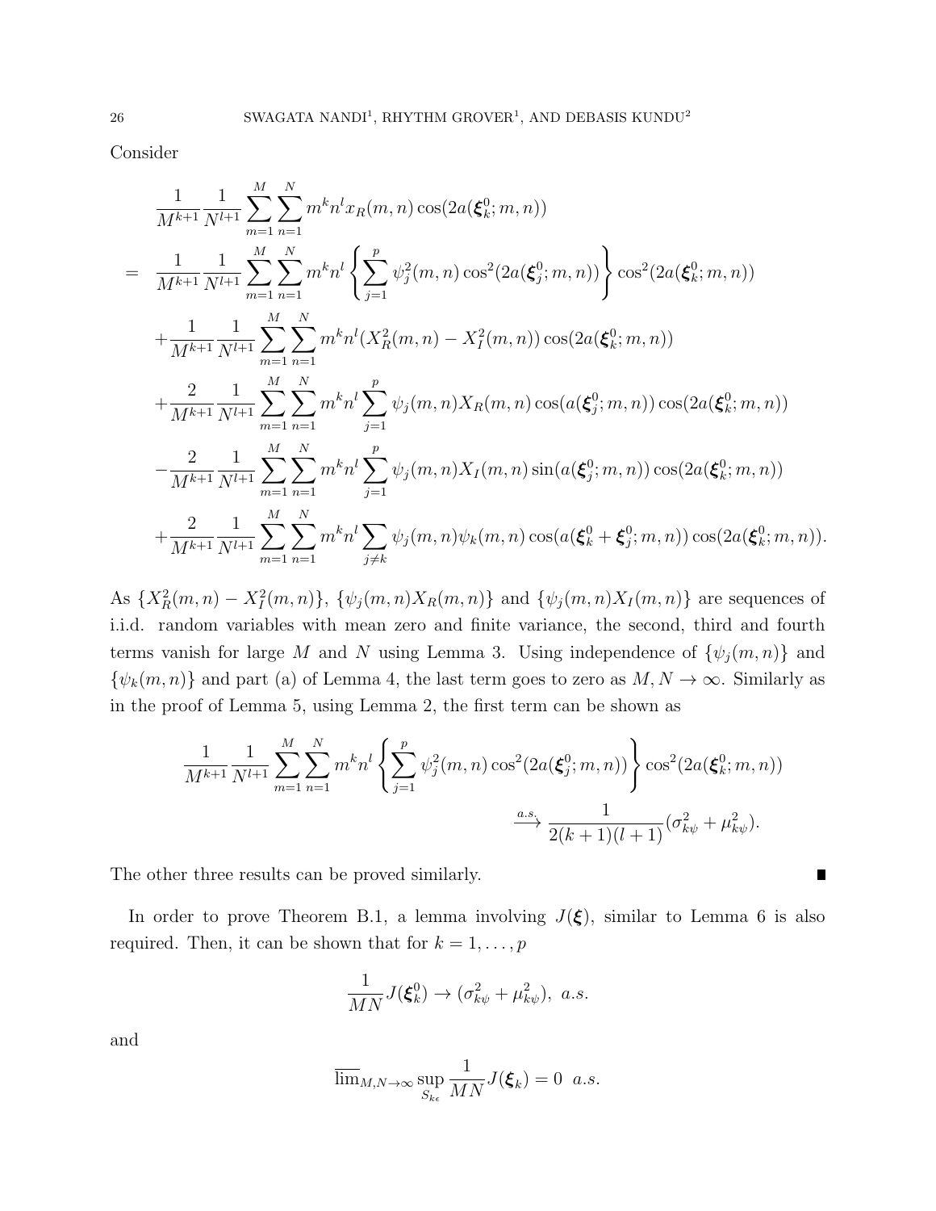Consider

$$
\begin{aligned}
&\frac{1}{M^{k+1}}\frac{1}{N^{l+1}}\sum_{m=1}^{M}\sum_{n=1}^{N} m^k n^l x_R(m,n)\cos(2a(\boldsymbol{\xi}_k^0;m,n)) \\
=\;& \frac{1}{M^{k+1}}\frac{1}{N^{l+1}}\sum_{m=1}^{M}\sum_{n=1}^{N} m^k n^l \left\{\sum_{j=1}^{p}\psi_j^2(m,n)\cos^2(2a(\boldsymbol{\xi}_j^0;m,n))\right\}\cos^2(2a(\boldsymbol{\xi}_k^0;m,n)) \\
&+\frac{1}{M^{k+1}}\frac{1}{N^{l+1}}\sum_{m=1}^{M}\sum_{n=1}^{N} m^k n^l (X_R^2(m,n)-X_I^2(m,n))\cos(2a(\boldsymbol{\xi}_k^0;m,n)) \\
&+\frac{2}{M^{k+1}}\frac{1}{N^{l+1}}\sum_{m=1}^{M}\sum_{n=1}^{N} m^k n^l \sum_{j=1}^{p}\psi_j(m,n)X_R(m,n)\cos(a(\boldsymbol{\xi}_j^0;m,n))\cos(2a(\boldsymbol{\xi}_k^0;m,n)) \\
&-\frac{2}{M^{k+1}}\frac{1}{N^{l+1}}\sum_{m=1}^{M}\sum_{n=1}^{N} m^k n^l \sum_{j=1}^{p}\psi_j(m,n)X_I(m,n)\sin(a(\boldsymbol{\xi}_j^0;m,n))\cos(2a(\boldsymbol{\xi}_k^0;m,n)) \\
&+\frac{2}{M^{k+1}}\frac{1}{N^{l+1}}\sum_{m=1}^{M}\sum_{n=1}^{N} m^k n^l \sum_{j\neq k}\psi_j(m,n)\psi_k(m,n)\cos(a(\boldsymbol{\xi}_k^0+\boldsymbol{\xi}_j^0;m,n))\cos(2a(\boldsymbol{\xi}_k^0;m,n)).
\end{aligned}
$$

As $\{X_R^2(m,n)-X_I^2(m,n)\}$, $\{\psi_j(m,n)X_R(m,n)\}$ and $\{\psi_j(m,n)X_I(m,n)\}$ are sequences of i.i.d. random variables with mean zero and finite variance, the second, third and fourth terms vanish for large $M$ and $N$ using Lemma 3. Using independence of $\{\psi_j(m,n)\}$ and $\{\psi_k(m,n)\}$ and part (a) of Lemma 4, the last term goes to zero as $M,N\to\infty$. Similarly as in the proof of Lemma 5, using Lemma 2, the first term can be shown as

$$
\frac{1}{M^{k+1}}\frac{1}{N^{l+1}}\sum_{m=1}^{M}\sum_{n=1}^{N} m^k n^l \left\{\sum_{j=1}^{p}\psi_j^2(m,n)\cos^2(2a(\boldsymbol{\xi}_j^0;m,n))\right\}\cos^2(2a(\boldsymbol{\xi}_k^0;m,n)) \xrightarrow{a.s.} \frac{1}{2(k+1)(l+1)}(\sigma_{k\psi}^2+\mu_{k\psi}^2).
$$

The other three results can be proved similarly. ∎

In order to prove Theorem B.1, a lemma involving $J(\boldsymbol{\xi})$, similar to Lemma 6 is also required. Then, it can be shown that for $k=1,\ldots,p$

$$
\frac{1}{MN}J(\boldsymbol{\xi}_k^0)\to(\sigma_{k\psi}^2+\mu_{k\psi}^2),\ a.s.
$$

and

$$
\overline{\lim}_{M,N\to\infty}\sup_{S_{k\epsilon}}\frac{1}{MN}J(\boldsymbol{\xi}_k)=0\ \ a.s.
$$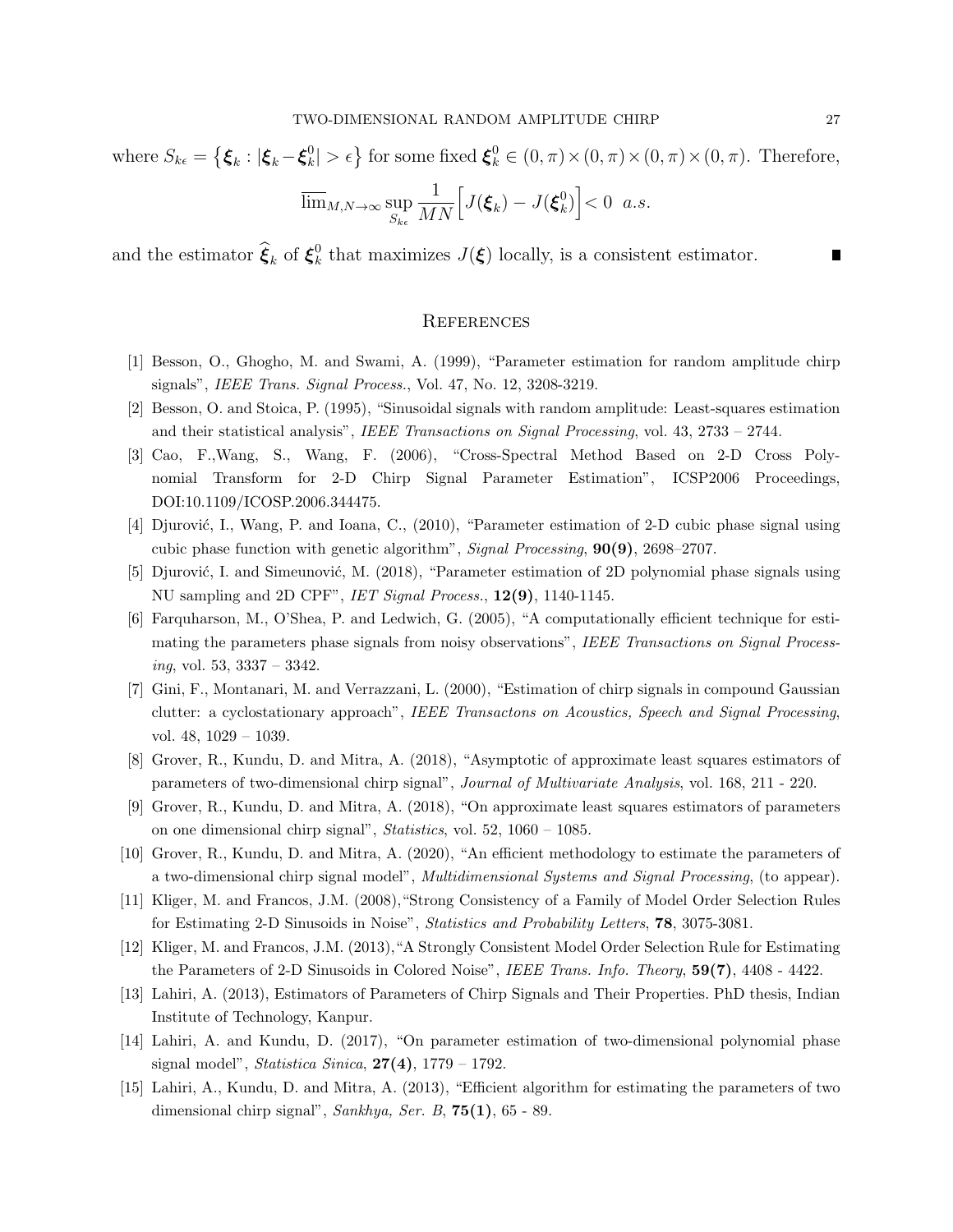where $S_{k\epsilon} = \left\{ \boldsymbol{\xi}_k : |\boldsymbol{\xi}_k - \boldsymbol{\xi}_k^0| > \epsilon \right\}$ for some fixed $\boldsymbol{\xi}_k^0 \in (0,\pi) \times (0,\pi) \times (0,\pi) \times (0,\pi)$. Therefore,

$$\overline{\lim}_{M,N\to\infty} \sup_{S_{k\epsilon}} \frac{1}{MN} \Big[ J(\boldsymbol{\xi}_k) - J(\boldsymbol{\xi}_k^0) \Big] < 0 \ \ a.s.$$

and the estimator $\widehat{\boldsymbol{\xi}}_k$ of $\boldsymbol{\xi}_k^0$ that maximizes $J(\boldsymbol{\xi})$ locally, is a consistent estimator. ■

## References

[1] Besson, O., Ghogho, M. and Swami, A. (1999), "Parameter estimation for random amplitude chirp signals", *IEEE Trans. Signal Process.*, Vol. 47, No. 12, 3208-3219.

[2] Besson, O. and Stoica, P. (1995), "Sinusoidal signals with random amplitude: Least-squares estimation and their statistical analysis", *IEEE Transactions on Signal Processing*, vol. 43, 2733 – 2744.

[3] Cao, F.,Wang, S., Wang, F. (2006), "Cross-Spectral Method Based on 2-D Cross Polynomial Transform for 2-D Chirp Signal Parameter Estimation", ICSP2006 Proceedings, DOI:10.1109/ICOSP.2006.344475.

[4] Djurović, I., Wang, P. and Ioana, C., (2010), "Parameter estimation of 2-D cubic phase signal using cubic phase function with genetic algorithm", *Signal Processing*, **90(9)**, 2698–2707.

[5] Djurović, I. and Simeunović, M. (2018), "Parameter estimation of 2D polynomial phase signals using NU sampling and 2D CPF", *IET Signal Process.*, **12(9)**, 1140-1145.

[6] Farquharson, M., O'Shea, P. and Ledwich, G. (2005), "A computationally efficient technique for estimating the parameters phase signals from noisy observations", *IEEE Transactions on Signal Processing*, vol. 53, 3337 – 3342.

[7] Gini, F., Montanari, M. and Verrazzani, L. (2000), "Estimation of chirp signals in compound Gaussian clutter: a cyclostationary approach", *IEEE Transactons on Acoustics, Speech and Signal Processing*, vol. 48, 1029 – 1039.

[8] Grover, R., Kundu, D. and Mitra, A. (2018), "Asymptotic of approximate least squares estimators of parameters of two-dimensional chirp signal", *Journal of Multivariate Analysis*, vol. 168, 211 - 220.

[9] Grover, R., Kundu, D. and Mitra, A. (2018), "On approximate least squares estimators of parameters on one dimensional chirp signal", *Statistics*, vol. 52, 1060 – 1085.

[10] Grover, R., Kundu, D. and Mitra, A. (2020), "An efficient methodology to estimate the parameters of a two-dimensional chirp signal model", *Multidimensional Systems and Signal Processing*, (to appear).

[11] Kliger, M. and Francos, J.M. (2008),"Strong Consistency of a Family of Model Order Selection Rules for Estimating 2-D Sinusoids in Noise", *Statistics and Probability Letters*, **78**, 3075-3081.

[12] Kliger, M. and Francos, J.M. (2013),"A Strongly Consistent Model Order Selection Rule for Estimating the Parameters of 2-D Sinusoids in Colored Noise", *IEEE Trans. Info. Theory*, **59(7)**, 4408 - 4422.

[13] Lahiri, A. (2013), Estimators of Parameters of Chirp Signals and Their Properties. PhD thesis, Indian Institute of Technology, Kanpur.

[14] Lahiri, A. and Kundu, D. (2017), "On parameter estimation of two-dimensional polynomial phase signal model", *Statistica Sinica*, **27(4)**, 1779 – 1792.

[15] Lahiri, A., Kundu, D. and Mitra, A. (2013), "Efficient algorithm for estimating the parameters of two dimensional chirp signal", *Sankhya, Ser. B*, **75(1)**, 65 - 89.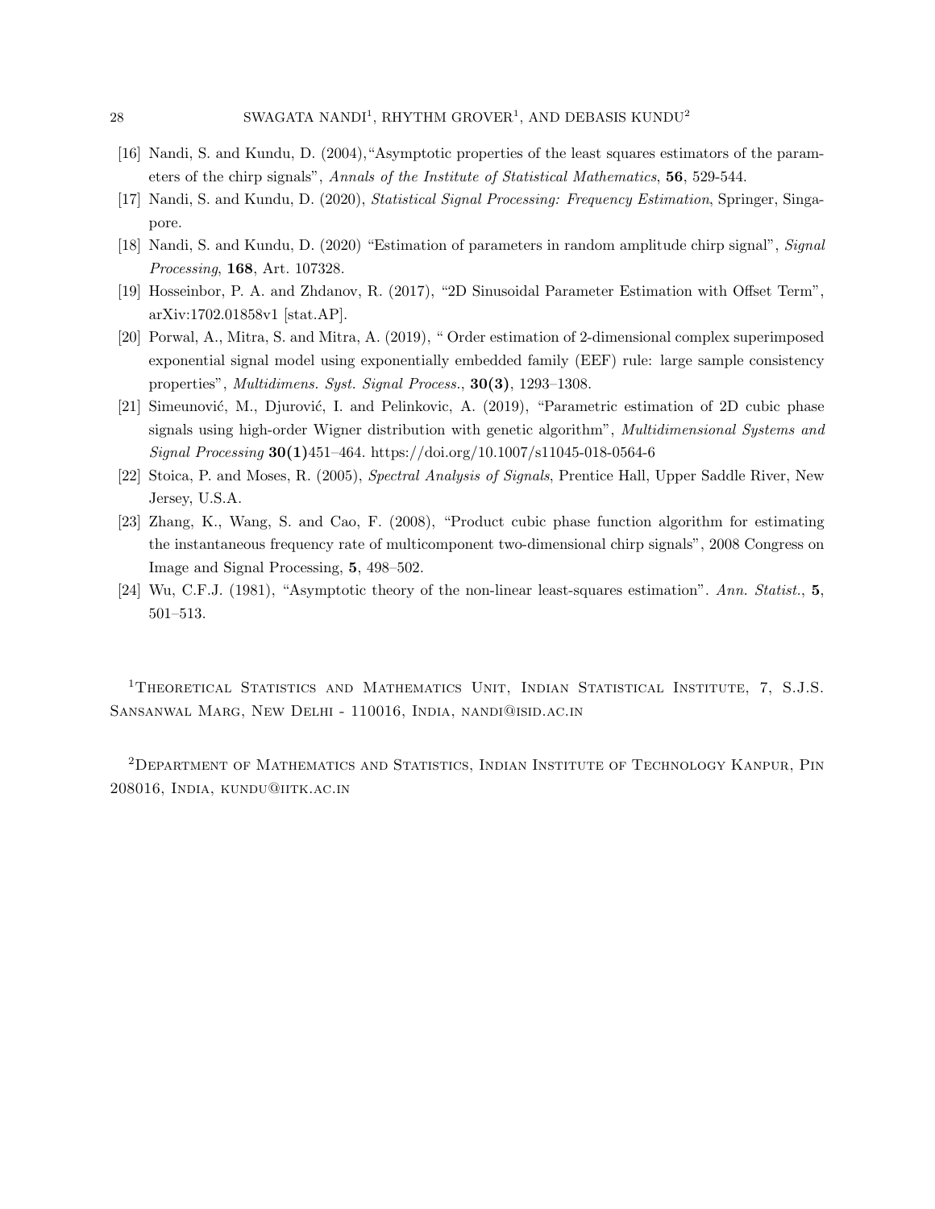[16] Nandi, S. and Kundu, D. (2004),"Asymptotic properties of the least squares estimators of the parameters of the chirp signals", *Annals of the Institute of Statistical Mathematics*, **56**, 529-544.

[17] Nandi, S. and Kundu, D. (2020), *Statistical Signal Processing: Frequency Estimation*, Springer, Singapore.

[18] Nandi, S. and Kundu, D. (2020) "Estimation of parameters in random amplitude chirp signal", *Signal Processing*, **168**, Art. 107328.

[19] Hosseinbor, P. A. and Zhdanov, R. (2017), "2D Sinusoidal Parameter Estimation with Offset Term", arXiv:1702.01858v1 [stat.AP].

[20] Porwal, A., Mitra, S. and Mitra, A. (2019), " Order estimation of 2-dimensional complex superimposed exponential signal model using exponentially embedded family (EEF) rule: large sample consistency properties", *Multidimens. Syst. Signal Process.*, **30(3)**, 1293–1308.

[21] Simeunović, M., Djurović, I. and Pelinkovic, A. (2019), "Parametric estimation of 2D cubic phase signals using high-order Wigner distribution with genetic algorithm", *Multidimensional Systems and Signal Processing* **30(1)**451–464. https://doi.org/10.1007/s11045-018-0564-6

[22] Stoica, P. and Moses, R. (2005), *Spectral Analysis of Signals*, Prentice Hall, Upper Saddle River, New Jersey, U.S.A.

[23] Zhang, K., Wang, S. and Cao, F. (2008), "Product cubic phase function algorithm for estimating the instantaneous frequency rate of multicomponent two-dimensional chirp signals", 2008 Congress on Image and Signal Processing, **5**, 498–502.

[24] Wu, C.F.J. (1981), "Asymptotic theory of the non-linear least-squares estimation". *Ann. Statist.*, **5**, 501–513.

[1] Theoretical Statistics and Mathematics Unit, Indian Statistical Institute, 7, S.J.S. Sansanwal Marg, New Delhi - 110016, India, nandi@isid.ac.in

[2] Department of Mathematics and Statistics, Indian Institute of Technology Kanpur, Pin 208016, India, kundu@iitk.ac.in